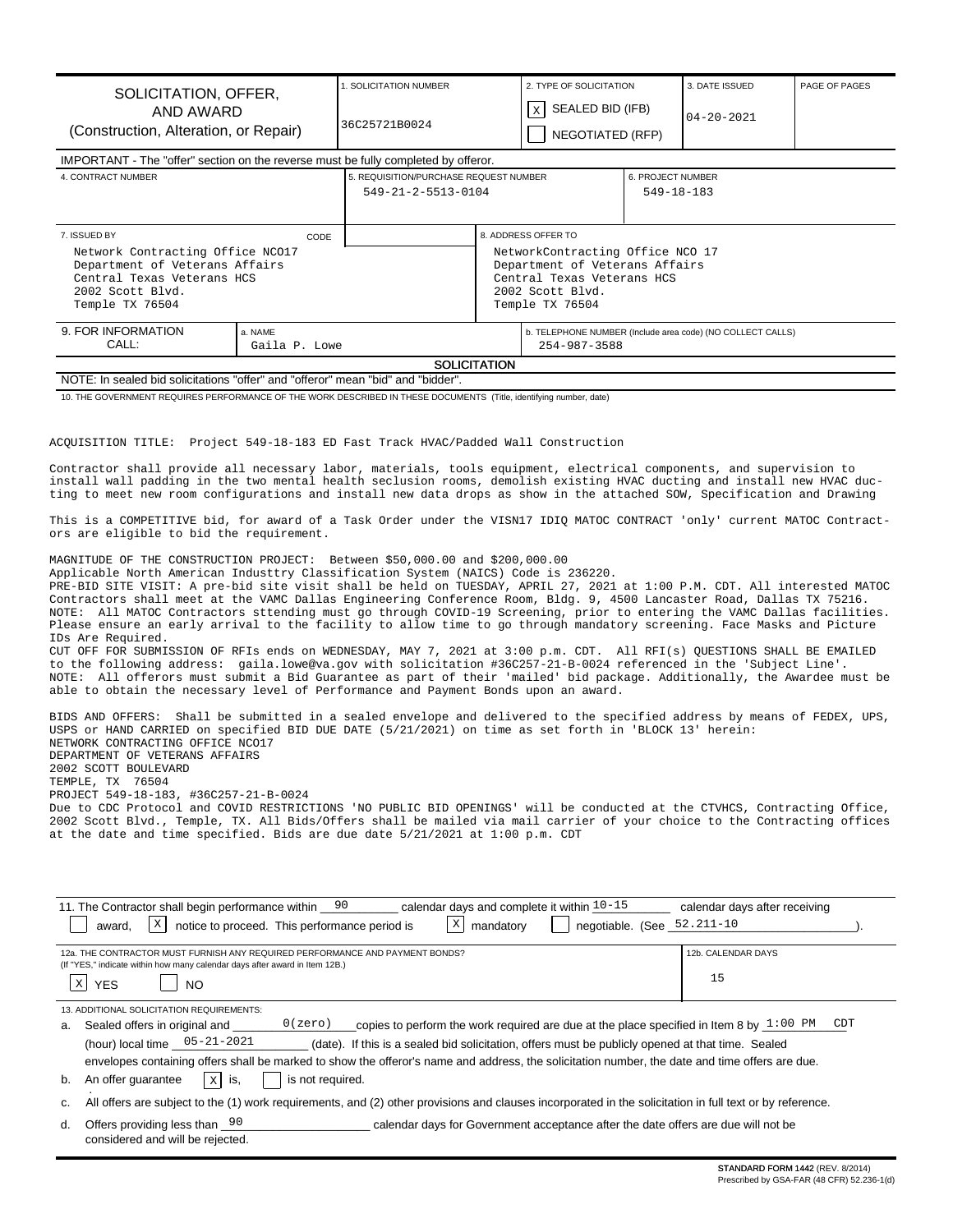| SOLICITATION, OFFER, AND AWARD (Construction, Alteration, or Repair) | 1. SOLICITATION NUMBER 36C25721B0024 | 2. TYPE OF SOLICITATION [X] SEALED BID (IFB) [ ] NEGOTIATED (RFP) | 3. DATE ISSUED 04-20-2021 | PAGE OF PAGES |
|---|---|---|---|---|

IMPORTANT - The "offer" section on the reverse must be fully completed by offeror.

| 4. CONTRACT NUMBER | 5. REQUISITION/PURCHASE REQUEST NUMBER | 6. PROJECT NUMBER |
|---|---|---|
| | 549-21-2-5513-0104 | 549-18-183 |

| 7. ISSUED BY | CODE | 8. ADDRESS OFFER TO |
|---|---|---|
| Network Contracting Office NCO17<br>Department of Veterans Affairs<br>Central Texas Veterans HCS<br>2002 Scott Blvd.<br>Temple TX 76504 | | NetworkContracting Office NCO 17<br>Department of Veterans Affairs<br>Central Texas Veterans HCS<br>2002 Scott Blvd.<br>Temple TX 76504 |

| 9. FOR INFORMATION CALL: | a. NAME Gaila P. Lowe | b. TELEPHONE NUMBER (Include area code) (NO COLLECT CALLS) 254-987-3588 |
|---|---|---|

## SOLICITATION

NOTE: In sealed bid solicitations "offer" and "offeror" mean "bid" and "bidder".

10. THE GOVERNMENT REQUIRES PERFORMANCE OF THE WORK DESCRIBED IN THESE DOCUMENTS (Title, identifying number, date)

ACQUISITION TITLE: Project 549-18-183 ED Fast Track HVAC/Padded Wall Construction

Contractor shall provide all necessary labor, materials, tools equipment, electrical components, and supervision to install wall padding in the two mental health seclusion rooms, demolish existing HVAC ducting and install new HVAC ducting to meet new room configurations and install new data drops as show in the attached SOW, Specification and Drawing

This is a COMPETITIVE bid, for award of a Task Order under the VISN17 IDIQ MATOC CONTRACT 'only' current MATOC Contractors are eligible to bid the requirement.

MAGNITUDE OF THE CONSTRUCTION PROJECT: Between $50,000.00 and $200,000.00
Applicable North American Industtry Classification System (NAICS) Code is 236220.
PRE-BID SITE VISIT: A pre-bid site visit shall be held on TUESDAY, APRIL 27, 2021 at 1:00 P.M. CDT. All interested MATOC Contractors shall meet at the VAMC Dallas Engineering Conference Room, Bldg. 9, 4500 Lancaster Road, Dallas TX 75216.
NOTE: All MATOC Contractors sttending must go through COVID-19 Screening, prior to entering the VAMC Dallas facilities. Please ensure an early arrival to the facility to allow time to go through mandatory screening. Face Masks and Picture IDs Are Required.
CUT OFF FOR SUBMISSION OF RFIs ends on WEDNESDAY, MAY 7, 2021 at 3:00 p.m. CDT. All RFI(s) QUESTIONS SHALL BE EMAILED to the following address: gaila.lowe@va.gov with solicitation #36C257-21-B-0024 referenced in the 'Subject Line'.
NOTE: All offerors must submit a Bid Guarantee as part of their 'mailed' bid package. Additionally, the Awardee must be able to obtain the necessary level of Performance and Payment Bonds upon an award.

BIDS AND OFFERS: Shall be submitted in a sealed envelope and delivered to the specified address by means of FEDEX, UPS, USPS or HAND CARRIED on specified BID DUE DATE (5/21/2021) on time as set forth in 'BLOCK 13' herein:
NETWORK CONTRACTING OFFICE NCO17
DEPARTMENT OF VETERANS AFFAIRS
2002 SCOTT BOULEVARD
TEMPLE, TX 76504
PROJECT 549-18-183, #36C257-21-B-0024
Due to CDC Protocol and COVID RESTRICTIONS 'NO PUBLIC BID OPENINGS' will be conducted at the CTVHCS, Contracting Office, 2002 Scott Blvd., Temple, TX. All Bids/Offers shall be mailed via mail carrier of your choice to the Contracting offices at the date and time specified. Bids are due date 5/21/2021 at 1:00 p.m. CDT

11. The Contractor shall begin performance within 90 calendar days and complete it within 10-15 calendar days after receiving [ ] award, [X] notice to proceed. This performance period is [X] mandatory [ ] negotiable. (See 52.211-10).

| 12a. THE CONTRACTOR MUST FURNISH ANY REQUIRED PERFORMANCE AND PAYMENT BONDS? (If "YES," indicate within how many calendar days after award in Item 12B.) [X] YES [ ] NO | 12b. CALENDAR DAYS 15 |
|---|---|

13. ADDITIONAL SOLICITATION REQUIREMENTS:

a. Sealed offers in original and 0(zero) copies to perform the work required are due at the place specified in Item 8 by 1:00 PM CDT (hour) local time 05-21-2021 (date). If this is a sealed bid solicitation, offers must be publicly opened at that time. Sealed envelopes containing offers shall be marked to show the offeror's name and address, the solicitation number, the date and time offers are due.

b. An offer guarantee [X] is, [ ] is not required.

c. All offers are subject to the (1) work requirements, and (2) other provisions and clauses incorporated in the solicitation in full text or by reference.

d. Offers providing less than 90 calendar days for Government acceptance after the date offers are due will not be considered and will be rejected.

STANDARD FORM 1442 (REV. 8/2014)
Prescribed by GSA-FAR (48 CFR) 52.236-1(d)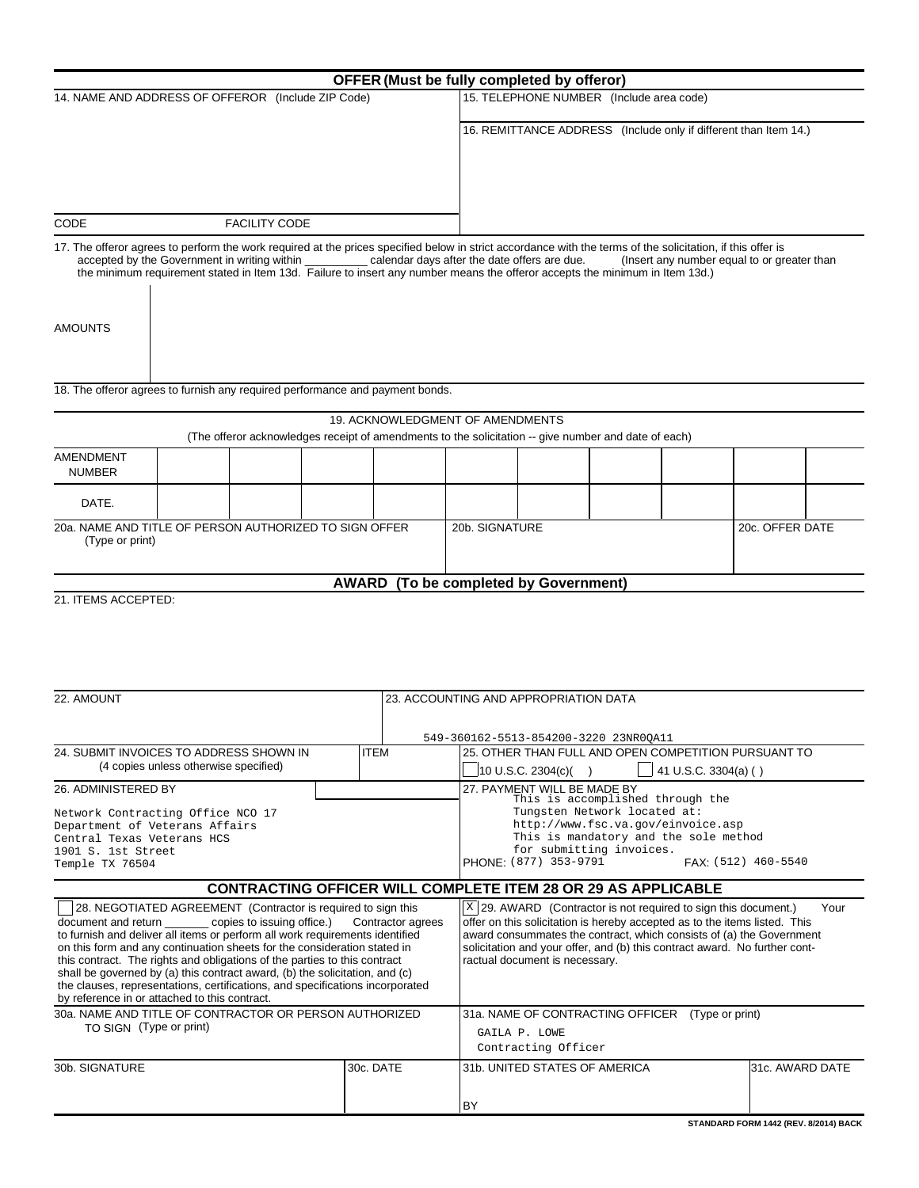## OFFER (Must be fully completed by offeror)

| 14. NAME AND ADDRESS OF OFFEROR (Include ZIP Code) | 15. TELEPHONE NUMBER (Include area code) |
|---|---|
| | 16. REMITTANCE ADDRESS (Include only if different than Item 14.) |
| CODE &nbsp;&nbsp;&nbsp; FACILITY CODE | |

17. The offeror agrees to perform the work required at the prices specified below in strict accordance with the terms of the solicitation, if this offer is accepted by the Government in writing within __________ calendar days after the date offers are due. (Insert any number equal to or greater than the minimum requirement stated in Item 13d. Failure to insert any number means the offeror accepts the minimum in Item 13d.)

| AMOUNTS | |
|---|---|

18. The offeror agrees to furnish any required performance and payment bonds.

### 19. ACKNOWLEDGMENT OF AMENDMENTS

(The offeror acknowledges receipt of amendments to the solicitation -- give number and date of each)

| AMENDMENT NUMBER | | | | | | | | | | |
|---|---|---|---|---|---|---|---|---|---|---|
| DATE. | | | | | | | | | | |

| 20a. NAME AND TITLE OF PERSON AUTHORIZED TO SIGN OFFER (Type or print) | 20b. SIGNATURE | 20c. OFFER DATE |
|---|---|---|
| | | |

## AWARD (To be completed by Government)

21. ITEMS ACCEPTED:

| 22. AMOUNT | 23. ACCOUNTING AND APPROPRIATION DATA |
|---|---|
| | 549-360162-5513-854200-3220 23NR0QA11 |

| 24. SUBMIT INVOICES TO ADDRESS SHOWN IN (4 copies unless otherwise specified) | ITEM | 25. OTHER THAN FULL AND OPEN COMPETITION PURSUANT TO ☐ 10 U.S.C. 2304(c)( ) ☐ 41 U.S.C. 3304(a) ( ) |
|---|---|---|
| 26. ADMINISTERED BY<br>Network Contracting Office NCO 17<br>Department of Veterans Affairs<br>Central Texas Veterans HCS<br>1901 S. 1st Street<br>Temple TX 76504 | | 27. PAYMENT WILL BE MADE BY<br>This is accomplished through the Tungsten Network located at: http://www.fsc.va.gov/einvoice.asp This is mandatory and the sole method for submitting invoices.<br>PHONE: (877) 353-9791 FAX: (512) 460-5540 |

### CONTRACTING OFFICER WILL COMPLETE ITEM 28 OR 29 AS APPLICABLE

| ☐ 28. NEGOTIATED AGREEMENT (Contractor is required to sign this document and return _______ copies to issuing office.) Contractor agrees to furnish and deliver all items or perform all work requirements identified on this form and any continuation sheets for the consideration stated in this contract. The rights and obligations of the parties to this contract shall be governed by (a) this contract award, (b) the solicitation, and (c) the clauses, representations, certifications, and specifications incorporated by reference in or attached to this contract. | | ☒ 29. AWARD (Contractor is not required to sign this document.) Your offer on this solicitation is hereby accepted as to the items listed. This award consummates the contract, which consists of (a) the Government solicitation and your offer, and (b) this contract award. No further contractual document is necessary. | |
|---|---|---|---|
| 30a. NAME AND TITLE OF CONTRACTOR OR PERSON AUTHORIZED TO SIGN (Type or print) | | 31a. NAME OF CONTRACTING OFFICER (Type or print)<br>GAILA P. LOWE<br>Contracting Officer | |
| 30b. SIGNATURE | 30c. DATE | 31b. UNITED STATES OF AMERICA<br>BY | 31c. AWARD DATE |

STANDARD FORM 1442 (REV. 8/2014) BACK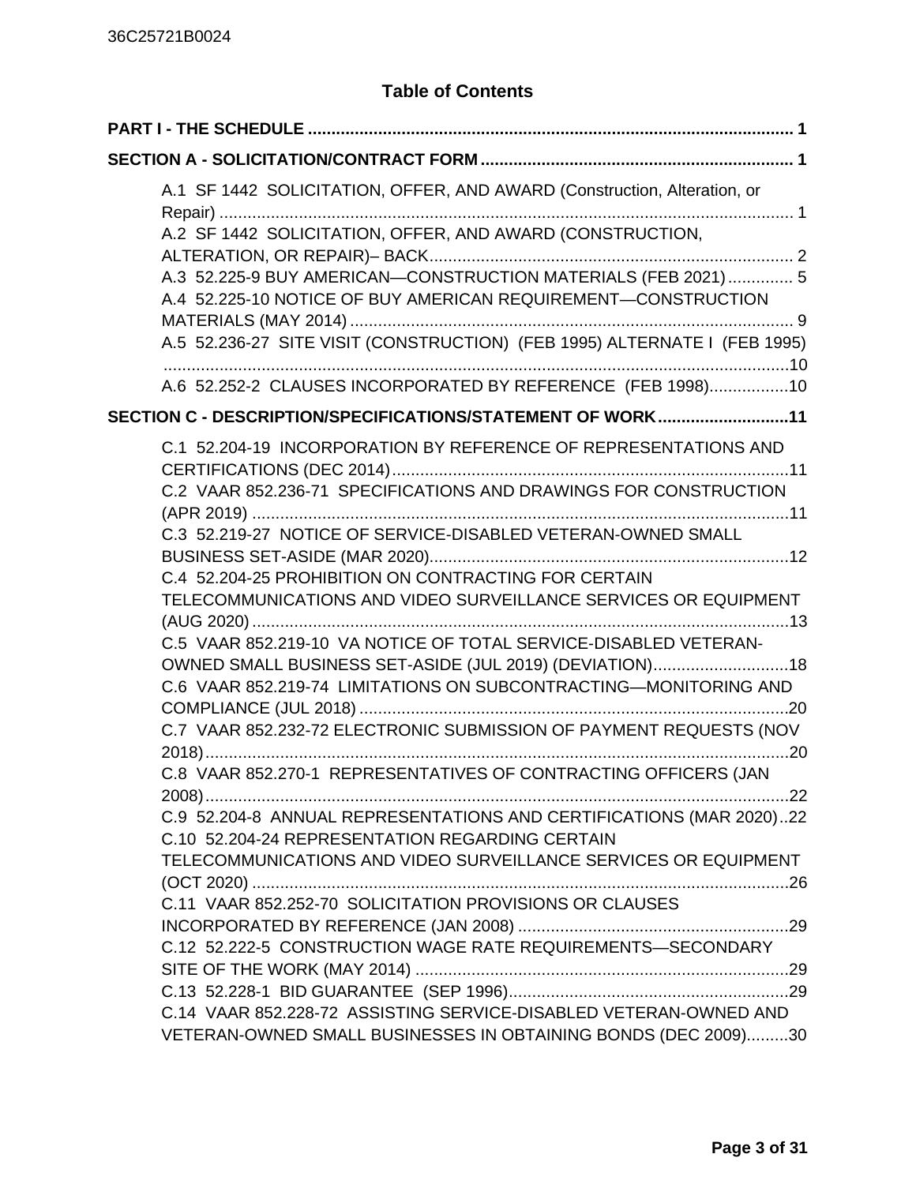## Table of Contents

**PART I - THE SCHEDULE** ..... 1

**SECTION A - SOLICITATION/CONTRACT FORM** ..... 1

- A.1 SF 1442 SOLICITATION, OFFER, AND AWARD (Construction, Alteration, or Repair) ..... 1
- A.2 SF 1442 SOLICITATION, OFFER, AND AWARD (CONSTRUCTION, ALTERATION, OR REPAIR)– BACK ..... 2
- A.3 52.225-9 BUY AMERICAN—CONSTRUCTION MATERIALS (FEB 2021) ..... 5
- A.4 52.225-10 NOTICE OF BUY AMERICAN REQUIREMENT—CONSTRUCTION MATERIALS (MAY 2014) ..... 9
- A.5 52.236-27 SITE VISIT (CONSTRUCTION) (FEB 1995) ALTERNATE I (FEB 1995) ..... 10
- A.6 52.252-2 CLAUSES INCORPORATED BY REFERENCE (FEB 1998) ..... 10

**SECTION C - DESCRIPTION/SPECIFICATIONS/STATEMENT OF WORK** ..... 11

- C.1 52.204-19 INCORPORATION BY REFERENCE OF REPRESENTATIONS AND CERTIFICATIONS (DEC 2014) ..... 11
- C.2 VAAR 852.236-71 SPECIFICATIONS AND DRAWINGS FOR CONSTRUCTION (APR 2019) ..... 11
- C.3 52.219-27 NOTICE OF SERVICE-DISABLED VETERAN-OWNED SMALL BUSINESS SET-ASIDE (MAR 2020) ..... 12
- C.4 52.204-25 PROHIBITION ON CONTRACTING FOR CERTAIN TELECOMMUNICATIONS AND VIDEO SURVEILLANCE SERVICES OR EQUIPMENT (AUG 2020) ..... 13
- C.5 VAAR 852.219-10 VA NOTICE OF TOTAL SERVICE-DISABLED VETERAN-OWNED SMALL BUSINESS SET-ASIDE (JUL 2019) (DEVIATION) ..... 18
- C.6 VAAR 852.219-74 LIMITATIONS ON SUBCONTRACTING—MONITORING AND COMPLIANCE (JUL 2018) ..... 20
- C.7 VAAR 852.232-72 ELECTRONIC SUBMISSION OF PAYMENT REQUESTS (NOV 2018) ..... 20
- C.8 VAAR 852.270-1 REPRESENTATIVES OF CONTRACTING OFFICERS (JAN 2008) ..... 22
- C.9 52.204-8 ANNUAL REPRESENTATIONS AND CERTIFICATIONS (MAR 2020) ..... 22
- C.10 52.204-24 REPRESENTATION REGARDING CERTAIN TELECOMMUNICATIONS AND VIDEO SURVEILLANCE SERVICES OR EQUIPMENT (OCT 2020) ..... 26
- C.11 VAAR 852.252-70 SOLICITATION PROVISIONS OR CLAUSES INCORPORATED BY REFERENCE (JAN 2008) ..... 29
- C.12 52.222-5 CONSTRUCTION WAGE RATE REQUIREMENTS—SECONDARY SITE OF THE WORK (MAY 2014) ..... 29
- C.13 52.228-1 BID GUARANTEE (SEP 1996) ..... 29
- C.14 VAAR 852.228-72 ASSISTING SERVICE-DISABLED VETERAN-OWNED AND VETERAN-OWNED SMALL BUSINESSES IN OBTAINING BONDS (DEC 2009) ..... 30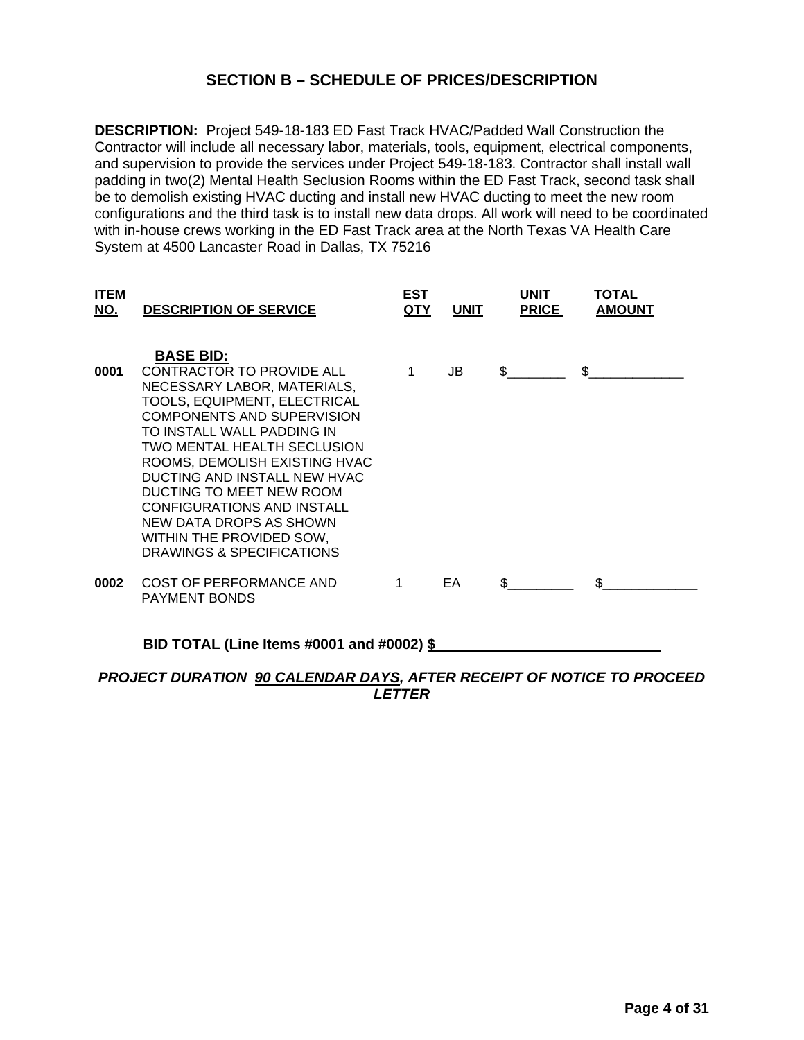# SECTION B – SCHEDULE OF PRICES/DESCRIPTION

**DESCRIPTION:** Project 549-18-183 ED Fast Track HVAC/Padded Wall Construction the Contractor will include all necessary labor, materials, tools, equipment, electrical components, and supervision to provide the services under Project 549-18-183. Contractor shall install wall padding in two(2) Mental Health Seclusion Rooms within the ED Fast Track, second task shall be to demolish existing HVAC ducting and install new HVAC ducting to meet the new room configurations and the third task is to install new data drops. All work will need to be coordinated with in-house crews working in the ED Fast Track area at the North Texas VA Health Care System at 4500 Lancaster Road in Dallas, TX 75216

| ITEM NO. | DESCRIPTION OF SERVICE | EST QTY | UNIT | UNIT PRICE | TOTAL AMOUNT |
|---|---|---|---|---|---|
| | **BASE BID:** | | | | |
| **0001** | CONTRACTOR TO PROVIDE ALL NECESSARY LABOR, MATERIALS, TOOLS, EQUIPMENT, ELECTRICAL COMPONENTS AND SUPERVISION TO INSTALL WALL PADDING IN TWO MENTAL HEALTH SECLUSION ROOMS, DEMOLISH EXISTING HVAC DUCTING AND INSTALL NEW HVAC DUCTING TO MEET NEW ROOM CONFIGURATIONS AND INSTALL NEW DATA DROPS AS SHOWN WITHIN THE PROVIDED SOW, DRAWINGS & SPECIFICATIONS | 1 | JB | $________ | $_____________ |
| **0002** | COST OF PERFORMANCE AND PAYMENT BONDS | 1 | EA | $_________ | $_____________ |

**BID TOTAL (Line Items #0001 and #0002) $____________________________**

***PROJECT DURATION 90 CALENDAR DAYS, AFTER RECEIPT OF NOTICE TO PROCEED LETTER***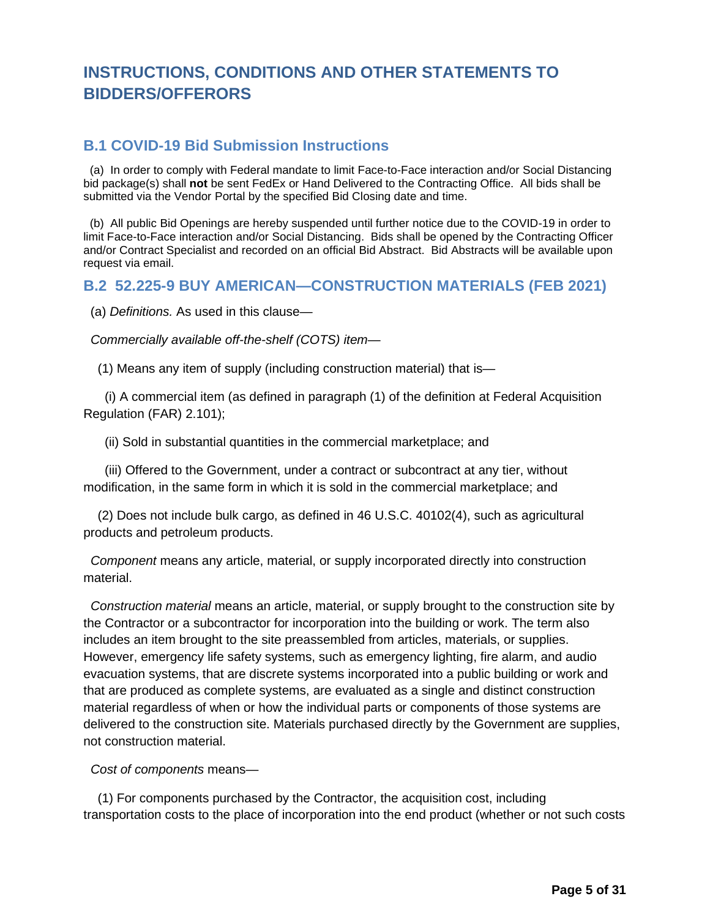# INSTRUCTIONS, CONDITIONS AND OTHER STATEMENTS TO BIDDERS/OFFERORS

## B.1 COVID-19 Bid Submission Instructions

(a) In order to comply with Federal mandate to limit Face-to-Face interaction and/or Social Distancing bid package(s) shall **not** be sent FedEx or Hand Delivered to the Contracting Office. All bids shall be submitted via the Vendor Portal by the specified Bid Closing date and time.

(b) All public Bid Openings are hereby suspended until further notice due to the COVID-19 in order to limit Face-to-Face interaction and/or Social Distancing. Bids shall be opened by the Contracting Officer and/or Contract Specialist and recorded on an official Bid Abstract. Bid Abstracts will be available upon request via email.

## B.2 52.225-9 BUY AMERICAN—CONSTRUCTION MATERIALS (FEB 2021)

(a) *Definitions.* As used in this clause—

*Commercially available off-the-shelf (COTS) item—*

(1) Means any item of supply (including construction material) that is—

(i) A commercial item (as defined in paragraph (1) of the definition at Federal Acquisition Regulation (FAR) 2.101);

(ii) Sold in substantial quantities in the commercial marketplace; and

(iii) Offered to the Government, under a contract or subcontract at any tier, without modification, in the same form in which it is sold in the commercial marketplace; and

(2) Does not include bulk cargo, as defined in 46 U.S.C. 40102(4), such as agricultural products and petroleum products.

*Component* means any article, material, or supply incorporated directly into construction material.

*Construction material* means an article, material, or supply brought to the construction site by the Contractor or a subcontractor for incorporation into the building or work. The term also includes an item brought to the site preassembled from articles, materials, or supplies. However, emergency life safety systems, such as emergency lighting, fire alarm, and audio evacuation systems, that are discrete systems incorporated into a public building or work and that are produced as complete systems, are evaluated as a single and distinct construction material regardless of when or how the individual parts or components of those systems are delivered to the construction site. Materials purchased directly by the Government are supplies, not construction material.

*Cost of components* means—

(1) For components purchased by the Contractor, the acquisition cost, including transportation costs to the place of incorporation into the end product (whether or not such costs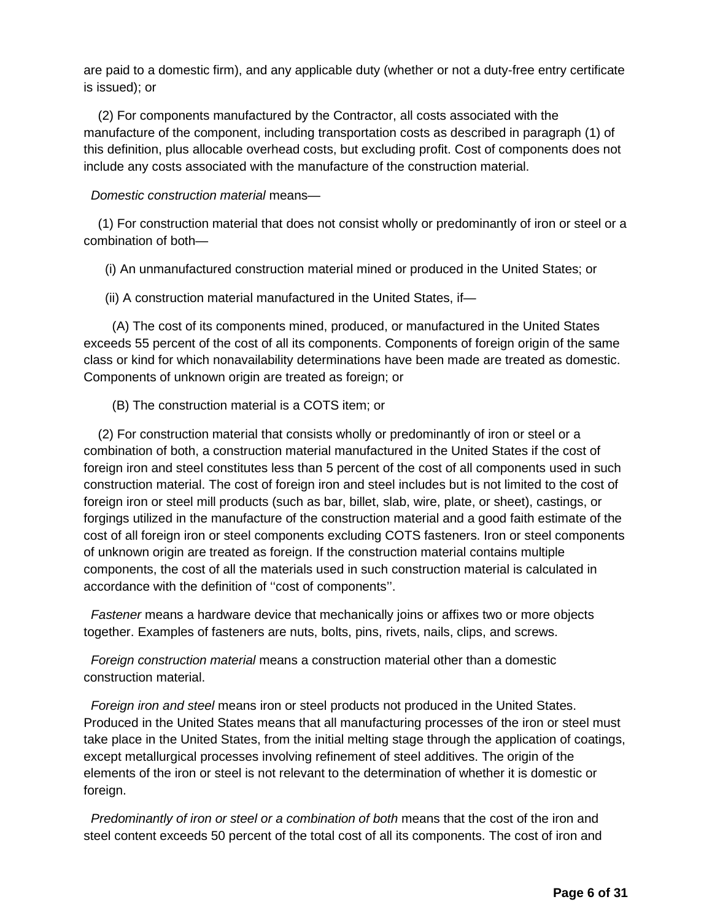are paid to a domestic firm), and any applicable duty (whether or not a duty-free entry certificate is issued); or

(2) For components manufactured by the Contractor, all costs associated with the manufacture of the component, including transportation costs as described in paragraph (1) of this definition, plus allocable overhead costs, but excluding profit. Cost of components does not include any costs associated with the manufacture of the construction material.

*Domestic construction material* means—

(1) For construction material that does not consist wholly or predominantly of iron or steel or a combination of both—

(i) An unmanufactured construction material mined or produced in the United States; or

(ii) A construction material manufactured in the United States, if—

(A) The cost of its components mined, produced, or manufactured in the United States exceeds 55 percent of the cost of all its components. Components of foreign origin of the same class or kind for which nonavailability determinations have been made are treated as domestic. Components of unknown origin are treated as foreign; or

(B) The construction material is a COTS item; or

(2) For construction material that consists wholly or predominantly of iron or steel or a combination of both, a construction material manufactured in the United States if the cost of foreign iron and steel constitutes less than 5 percent of the cost of all components used in such construction material. The cost of foreign iron and steel includes but is not limited to the cost of foreign iron or steel mill products (such as bar, billet, slab, wire, plate, or sheet), castings, or forgings utilized in the manufacture of the construction material and a good faith estimate of the cost of all foreign iron or steel components excluding COTS fasteners. Iron or steel components of unknown origin are treated as foreign. If the construction material contains multiple components, the cost of all the materials used in such construction material is calculated in accordance with the definition of ''cost of components''.

*Fastener* means a hardware device that mechanically joins or affixes two or more objects together. Examples of fasteners are nuts, bolts, pins, rivets, nails, clips, and screws.

*Foreign construction material* means a construction material other than a domestic construction material.

*Foreign iron and steel* means iron or steel products not produced in the United States. Produced in the United States means that all manufacturing processes of the iron or steel must take place in the United States, from the initial melting stage through the application of coatings, except metallurgical processes involving refinement of steel additives. The origin of the elements of the iron or steel is not relevant to the determination of whether it is domestic or foreign.

*Predominantly of iron or steel or a combination of both* means that the cost of the iron and steel content exceeds 50 percent of the total cost of all its components. The cost of iron and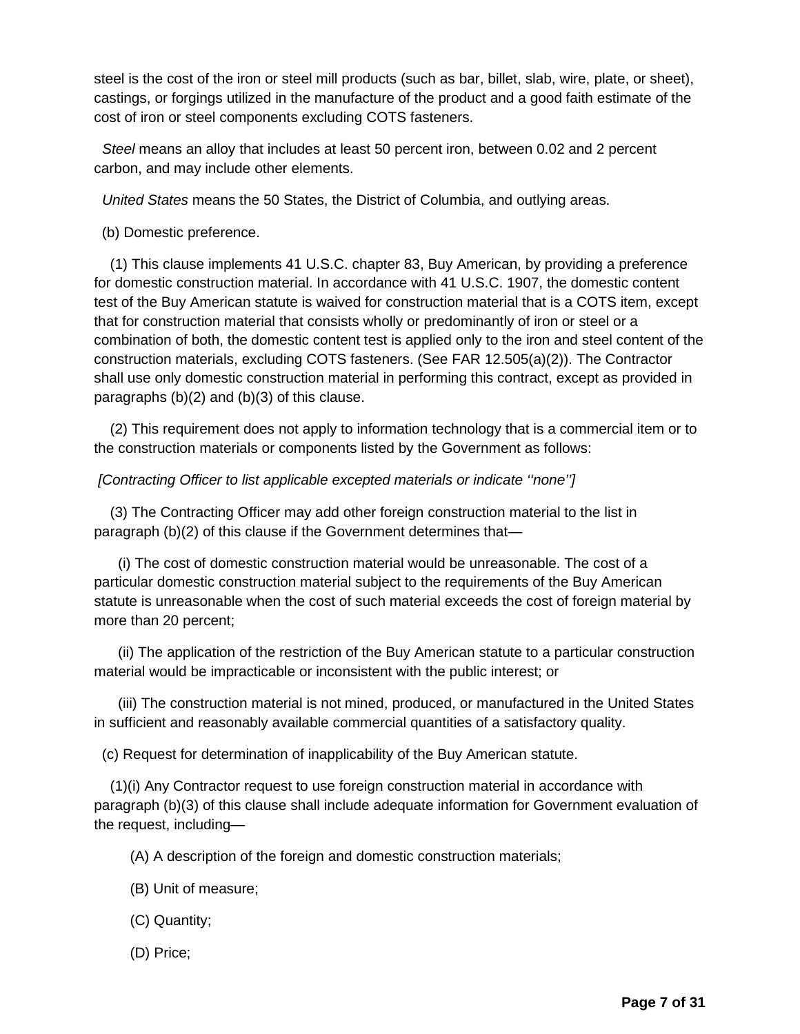steel is the cost of the iron or steel mill products (such as bar, billet, slab, wire, plate, or sheet), castings, or forgings utilized in the manufacture of the product and a good faith estimate of the cost of iron or steel components excluding COTS fasteners.

*Steel* means an alloy that includes at least 50 percent iron, between 0.02 and 2 percent carbon, and may include other elements.

*United States* means the 50 States, the District of Columbia, and outlying areas.

(b) Domestic preference.

(1) This clause implements 41 U.S.C. chapter 83, Buy American, by providing a preference for domestic construction material. In accordance with 41 U.S.C. 1907, the domestic content test of the Buy American statute is waived for construction material that is a COTS item, except that for construction material that consists wholly or predominantly of iron or steel or a combination of both, the domestic content test is applied only to the iron and steel content of the construction materials, excluding COTS fasteners. (See FAR 12.505(a)(2)). The Contractor shall use only domestic construction material in performing this contract, except as provided in paragraphs (b)(2) and (b)(3) of this clause.

(2) This requirement does not apply to information technology that is a commercial item or to the construction materials or components listed by the Government as follows:

*[Contracting Officer to list applicable excepted materials or indicate ''none'']*

(3) The Contracting Officer may add other foreign construction material to the list in paragraph (b)(2) of this clause if the Government determines that—

(i) The cost of domestic construction material would be unreasonable. The cost of a particular domestic construction material subject to the requirements of the Buy American statute is unreasonable when the cost of such material exceeds the cost of foreign material by more than 20 percent;

(ii) The application of the restriction of the Buy American statute to a particular construction material would be impracticable or inconsistent with the public interest; or

(iii) The construction material is not mined, produced, or manufactured in the United States in sufficient and reasonably available commercial quantities of a satisfactory quality.

(c) Request for determination of inapplicability of the Buy American statute.

(1)(i) Any Contractor request to use foreign construction material in accordance with paragraph (b)(3) of this clause shall include adequate information for Government evaluation of the request, including—

(A) A description of the foreign and domestic construction materials;

(B) Unit of measure;

(C) Quantity;

(D) Price;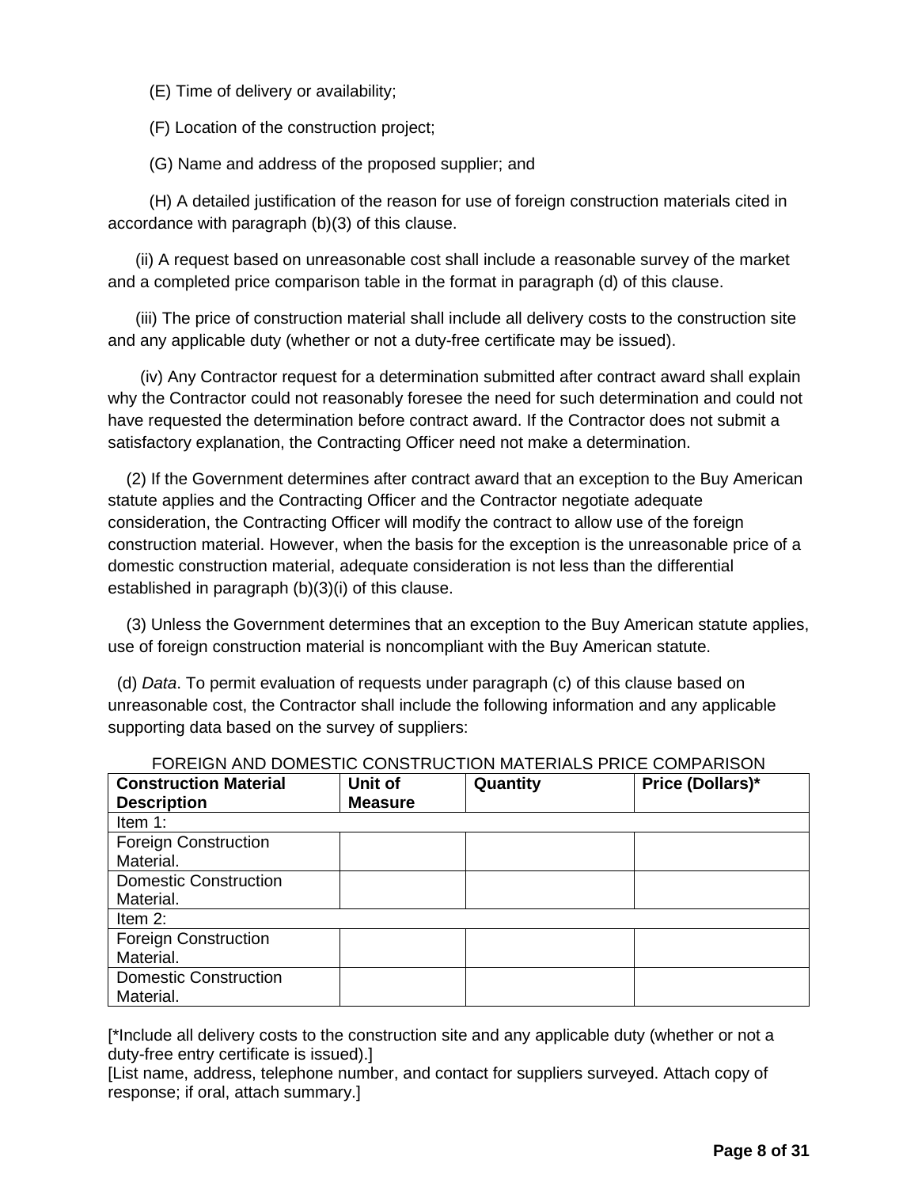(E) Time of delivery or availability;

(F) Location of the construction project;

(G) Name and address of the proposed supplier; and

(H) A detailed justification of the reason for use of foreign construction materials cited in accordance with paragraph (b)(3) of this clause.

(ii) A request based on unreasonable cost shall include a reasonable survey of the market and a completed price comparison table in the format in paragraph (d) of this clause.

(iii) The price of construction material shall include all delivery costs to the construction site and any applicable duty (whether or not a duty-free certificate may be issued).

(iv) Any Contractor request for a determination submitted after contract award shall explain why the Contractor could not reasonably foresee the need for such determination and could not have requested the determination before contract award. If the Contractor does not submit a satisfactory explanation, the Contracting Officer need not make a determination.

(2) If the Government determines after contract award that an exception to the Buy American statute applies and the Contracting Officer and the Contractor negotiate adequate consideration, the Contracting Officer will modify the contract to allow use of the foreign construction material. However, when the basis for the exception is the unreasonable price of a domestic construction material, adequate consideration is not less than the differential established in paragraph (b)(3)(i) of this clause.

(3) Unless the Government determines that an exception to the Buy American statute applies, use of foreign construction material is noncompliant with the Buy American statute.

(d) *Data*. To permit evaluation of requests under paragraph (c) of this clause based on unreasonable cost, the Contractor shall include the following information and any applicable supporting data based on the survey of suppliers:

FOREIGN AND DOMESTIC CONSTRUCTION MATERIALS PRICE COMPARISON

| Construction Material Description | Unit of Measure | Quantity | Price (Dollars)* |
|---|---|---|---|
| Item 1: | | | |
| Foreign Construction Material. | | | |
| Domestic Construction Material. | | | |
| Item 2: | | | |
| Foreign Construction Material. | | | |
| Domestic Construction Material. | | | |

[*Include all delivery costs to the construction site and any applicable duty (whether or not a duty-free entry certificate is issued).]
[List name, address, telephone number, and contact for suppliers surveyed. Attach copy of response; if oral, attach summary.]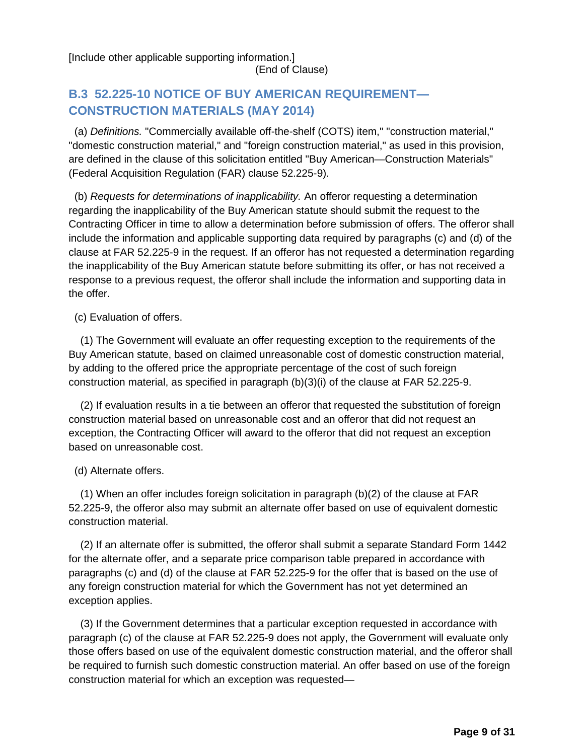[Include other applicable supporting information.]

(End of Clause)

## B.3 52.225-10 NOTICE OF BUY AMERICAN REQUIREMENT—CONSTRUCTION MATERIALS (MAY 2014)

(a) *Definitions.* "Commercially available off-the-shelf (COTS) item," "construction material," "domestic construction material," and "foreign construction material," as used in this provision, are defined in the clause of this solicitation entitled "Buy American—Construction Materials" (Federal Acquisition Regulation (FAR) clause 52.225-9).

(b) *Requests for determinations of inapplicability.* An offeror requesting a determination regarding the inapplicability of the Buy American statute should submit the request to the Contracting Officer in time to allow a determination before submission of offers. The offeror shall include the information and applicable supporting data required by paragraphs (c) and (d) of the clause at FAR 52.225-9 in the request. If an offeror has not requested a determination regarding the inapplicability of the Buy American statute before submitting its offer, or has not received a response to a previous request, the offeror shall include the information and supporting data in the offer.

(c) Evaluation of offers.

(1) The Government will evaluate an offer requesting exception to the requirements of the Buy American statute, based on claimed unreasonable cost of domestic construction material, by adding to the offered price the appropriate percentage of the cost of such foreign construction material, as specified in paragraph (b)(3)(i) of the clause at FAR 52.225-9.

(2) If evaluation results in a tie between an offeror that requested the substitution of foreign construction material based on unreasonable cost and an offeror that did not request an exception, the Contracting Officer will award to the offeror that did not request an exception based on unreasonable cost.

(d) Alternate offers.

(1) When an offer includes foreign solicitation in paragraph (b)(2) of the clause at FAR 52.225-9, the offeror also may submit an alternate offer based on use of equivalent domestic construction material.

(2) If an alternate offer is submitted, the offeror shall submit a separate Standard Form 1442 for the alternate offer, and a separate price comparison table prepared in accordance with paragraphs (c) and (d) of the clause at FAR 52.225-9 for the offer that is based on the use of any foreign construction material for which the Government has not yet determined an exception applies.

(3) If the Government determines that a particular exception requested in accordance with paragraph (c) of the clause at FAR 52.225-9 does not apply, the Government will evaluate only those offers based on use of the equivalent domestic construction material, and the offeror shall be required to furnish such domestic construction material. An offer based on use of the foreign construction material for which an exception was requested—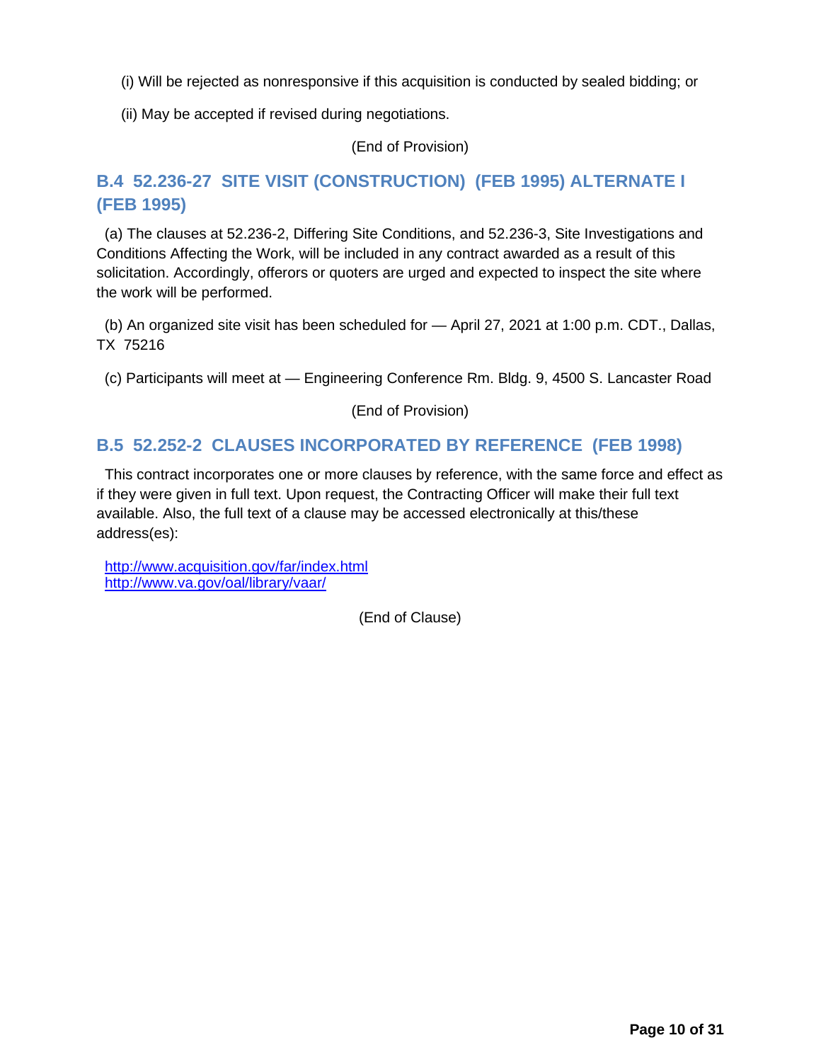(i) Will be rejected as nonresponsive if this acquisition is conducted by sealed bidding; or

(ii) May be accepted if revised during negotiations.

(End of Provision)

## B.4 52.236-27 SITE VISIT (CONSTRUCTION) (FEB 1995) ALTERNATE I (FEB 1995)

(a) The clauses at 52.236-2, Differing Site Conditions, and 52.236-3, Site Investigations and Conditions Affecting the Work, will be included in any contract awarded as a result of this solicitation. Accordingly, offerors or quoters are urged and expected to inspect the site where the work will be performed.

(b) An organized site visit has been scheduled for — April 27, 2021 at 1:00 p.m. CDT., Dallas, TX 75216

(c) Participants will meet at — Engineering Conference Rm. Bldg. 9, 4500 S. Lancaster Road

(End of Provision)

## B.5 52.252-2 CLAUSES INCORPORATED BY REFERENCE (FEB 1998)

This contract incorporates one or more clauses by reference, with the same force and effect as if they were given in full text. Upon request, the Contracting Officer will make their full text available. Also, the full text of a clause may be accessed electronically at this/these address(es):

http://www.acquisition.gov/far/index.html
http://www.va.gov/oal/library/vaar/

(End of Clause)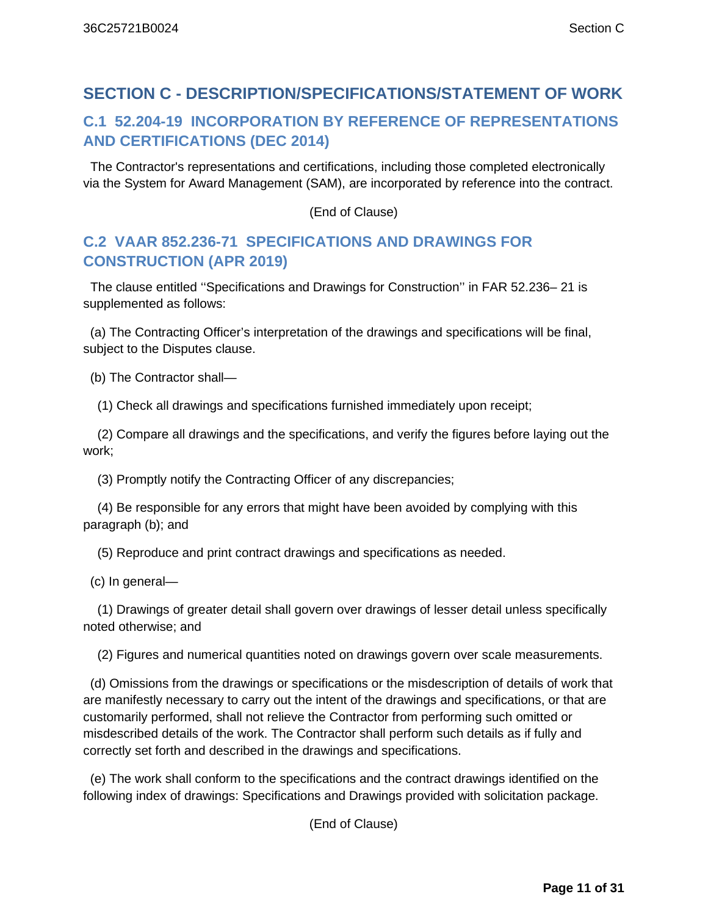# SECTION C - DESCRIPTION/SPECIFICATIONS/STATEMENT OF WORK

## C.1 52.204-19 INCORPORATION BY REFERENCE OF REPRESENTATIONS AND CERTIFICATIONS (DEC 2014)

The Contractor's representations and certifications, including those completed electronically via the System for Award Management (SAM), are incorporated by reference into the contract.

(End of Clause)

## C.2 VAAR 852.236-71 SPECIFICATIONS AND DRAWINGS FOR CONSTRUCTION (APR 2019)

The clause entitled ''Specifications and Drawings for Construction'' in FAR 52.236– 21 is supplemented as follows:

(a) The Contracting Officer’s interpretation of the drawings and specifications will be final, subject to the Disputes clause.

(b) The Contractor shall—

(1) Check all drawings and specifications furnished immediately upon receipt;

(2) Compare all drawings and the specifications, and verify the figures before laying out the work;

(3) Promptly notify the Contracting Officer of any discrepancies;

(4) Be responsible for any errors that might have been avoided by complying with this paragraph (b); and

(5) Reproduce and print contract drawings and specifications as needed.

(c) In general—

(1) Drawings of greater detail shall govern over drawings of lesser detail unless specifically noted otherwise; and

(2) Figures and numerical quantities noted on drawings govern over scale measurements.

(d) Omissions from the drawings or specifications or the misdescription of details of work that are manifestly necessary to carry out the intent of the drawings and specifications, or that are customarily performed, shall not relieve the Contractor from performing such omitted or misdescribed details of the work. The Contractor shall perform such details as if fully and correctly set forth and described in the drawings and specifications.

(e) The work shall conform to the specifications and the contract drawings identified on the following index of drawings: Specifications and Drawings provided with solicitation package.

(End of Clause)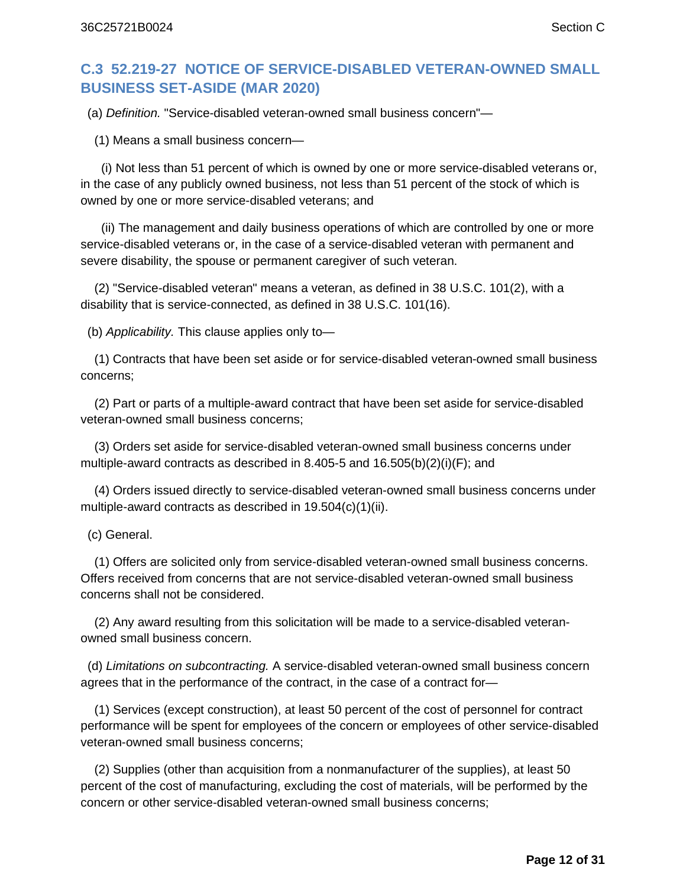## C.3 52.219-27 NOTICE OF SERVICE-DISABLED VETERAN-OWNED SMALL BUSINESS SET-ASIDE (MAR 2020)

(a) *Definition.* "Service-disabled veteran-owned small business concern"—

(1) Means a small business concern—

(i) Not less than 51 percent of which is owned by one or more service-disabled veterans or, in the case of any publicly owned business, not less than 51 percent of the stock of which is owned by one or more service-disabled veterans; and

(ii) The management and daily business operations of which are controlled by one or more service-disabled veterans or, in the case of a service-disabled veteran with permanent and severe disability, the spouse or permanent caregiver of such veteran.

(2) "Service-disabled veteran" means a veteran, as defined in 38 U.S.C. 101(2), with a disability that is service-connected, as defined in 38 U.S.C. 101(16).

(b) *Applicability.* This clause applies only to—

(1) Contracts that have been set aside or for service-disabled veteran-owned small business concerns;

(2) Part or parts of a multiple-award contract that have been set aside for service-disabled veteran-owned small business concerns;

(3) Orders set aside for service-disabled veteran-owned small business concerns under multiple-award contracts as described in 8.405-5 and 16.505(b)(2)(i)(F); and

(4) Orders issued directly to service-disabled veteran-owned small business concerns under multiple-award contracts as described in 19.504(c)(1)(ii).

(c) General.

(1) Offers are solicited only from service-disabled veteran-owned small business concerns. Offers received from concerns that are not service-disabled veteran-owned small business concerns shall not be considered.

(2) Any award resulting from this solicitation will be made to a service-disabled veteran-owned small business concern.

(d) *Limitations on subcontracting.* A service-disabled veteran-owned small business concern agrees that in the performance of the contract, in the case of a contract for—

(1) Services (except construction), at least 50 percent of the cost of personnel for contract performance will be spent for employees of the concern or employees of other service-disabled veteran-owned small business concerns;

(2) Supplies (other than acquisition from a nonmanufacturer of the supplies), at least 50 percent of the cost of manufacturing, excluding the cost of materials, will be performed by the concern or other service-disabled veteran-owned small business concerns;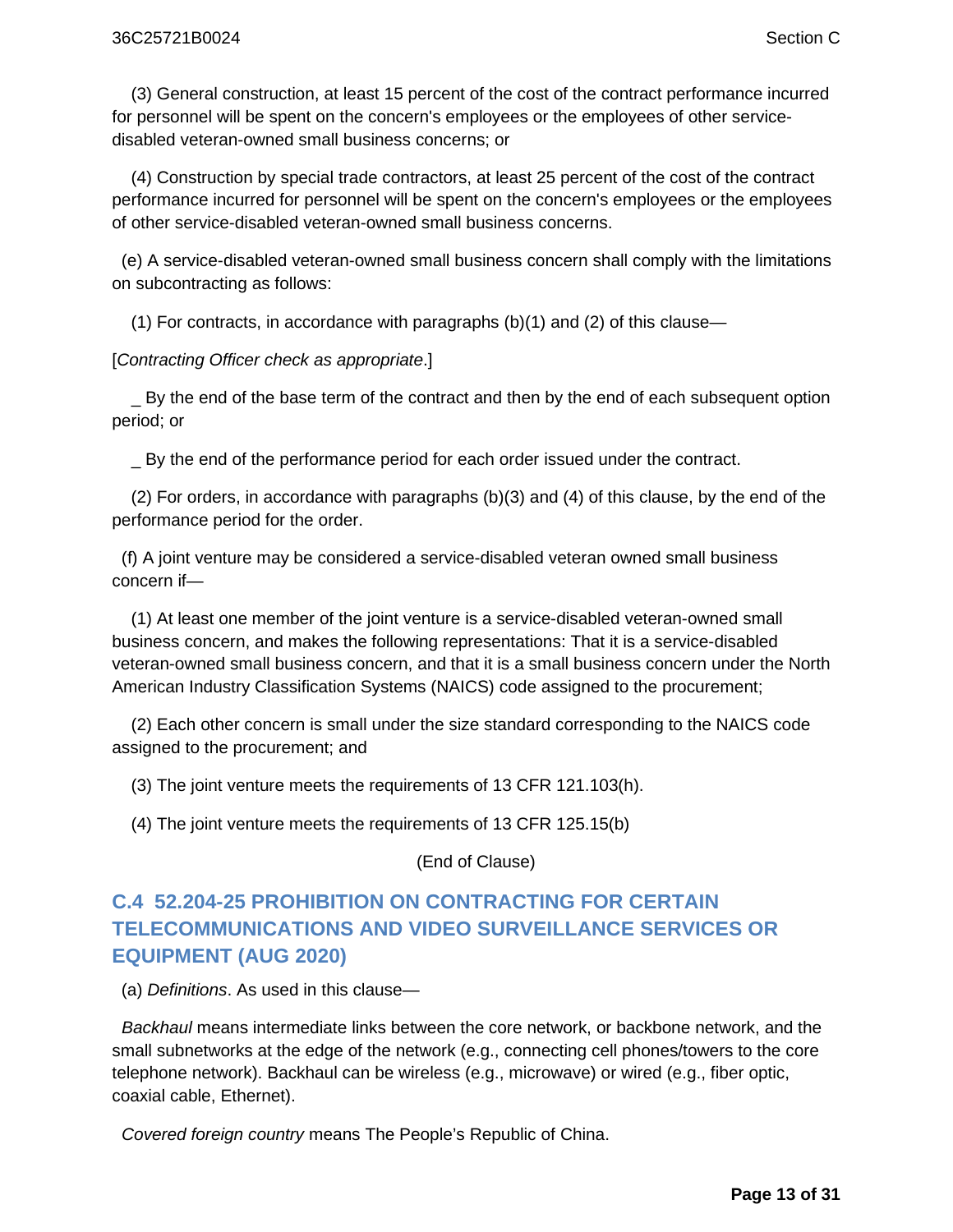(3) General construction, at least 15 percent of the cost of the contract performance incurred for personnel will be spent on the concern's employees or the employees of other service-disabled veteran-owned small business concerns; or

(4) Construction by special trade contractors, at least 25 percent of the cost of the contract performance incurred for personnel will be spent on the concern's employees or the employees of other service-disabled veteran-owned small business concerns.

(e) A service-disabled veteran-owned small business concern shall comply with the limitations on subcontracting as follows:

(1) For contracts, in accordance with paragraphs (b)(1) and (2) of this clause—

[*Contracting Officer check as appropriate*.]

_ By the end of the base term of the contract and then by the end of each subsequent option period; or

_ By the end of the performance period for each order issued under the contract.

(2) For orders, in accordance with paragraphs (b)(3) and (4) of this clause, by the end of the performance period for the order.

(f) A joint venture may be considered a service-disabled veteran owned small business concern if—

(1) At least one member of the joint venture is a service-disabled veteran-owned small business concern, and makes the following representations: That it is a service-disabled veteran-owned small business concern, and that it is a small business concern under the North American Industry Classification Systems (NAICS) code assigned to the procurement;

(2) Each other concern is small under the size standard corresponding to the NAICS code assigned to the procurement; and

(3) The joint venture meets the requirements of 13 CFR 121.103(h).

(4) The joint venture meets the requirements of 13 CFR 125.15(b)

(End of Clause)

## C.4 52.204-25 PROHIBITION ON CONTRACTING FOR CERTAIN TELECOMMUNICATIONS AND VIDEO SURVEILLANCE SERVICES OR EQUIPMENT (AUG 2020)

(a) *Definitions*. As used in this clause—

*Backhaul* means intermediate links between the core network, or backbone network, and the small subnetworks at the edge of the network (e.g., connecting cell phones/towers to the core telephone network). Backhaul can be wireless (e.g., microwave) or wired (e.g., fiber optic, coaxial cable, Ethernet).

*Covered foreign country* means The People's Republic of China.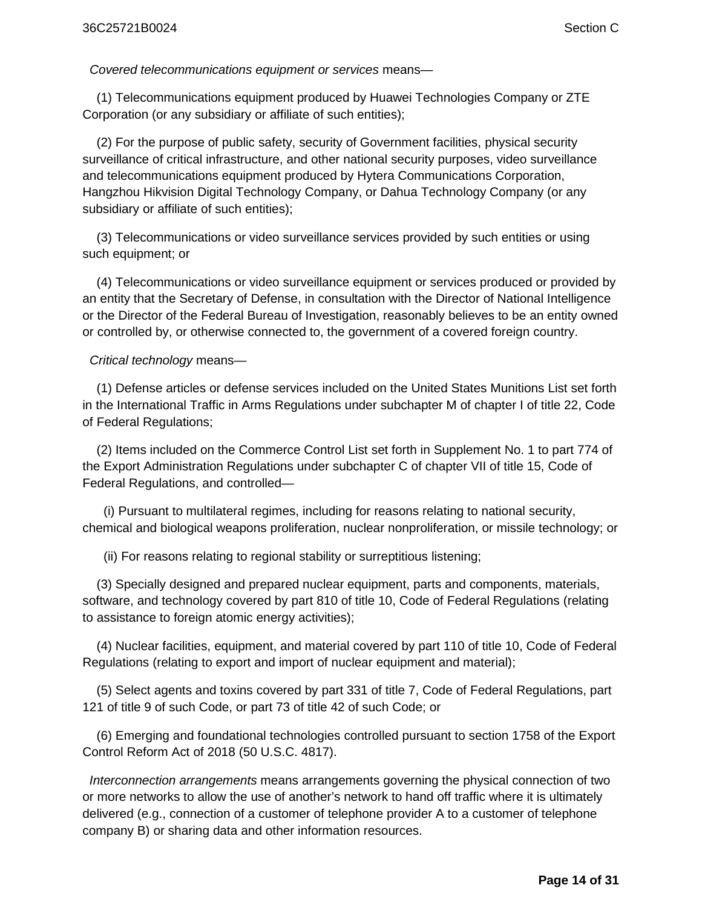*Covered telecommunications equipment or services* means—

(1) Telecommunications equipment produced by Huawei Technologies Company or ZTE Corporation (or any subsidiary or affiliate of such entities);

(2) For the purpose of public safety, security of Government facilities, physical security surveillance of critical infrastructure, and other national security purposes, video surveillance and telecommunications equipment produced by Hytera Communications Corporation, Hangzhou Hikvision Digital Technology Company, or Dahua Technology Company (or any subsidiary or affiliate of such entities);

(3) Telecommunications or video surveillance services provided by such entities or using such equipment; or

(4) Telecommunications or video surveillance equipment or services produced or provided by an entity that the Secretary of Defense, in consultation with the Director of National Intelligence or the Director of the Federal Bureau of Investigation, reasonably believes to be an entity owned or controlled by, or otherwise connected to, the government of a covered foreign country.

*Critical technology* means—

(1) Defense articles or defense services included on the United States Munitions List set forth in the International Traffic in Arms Regulations under subchapter M of chapter I of title 22, Code of Federal Regulations;

(2) Items included on the Commerce Control List set forth in Supplement No. 1 to part 774 of the Export Administration Regulations under subchapter C of chapter VII of title 15, Code of Federal Regulations, and controlled—

(i) Pursuant to multilateral regimes, including for reasons relating to national security, chemical and biological weapons proliferation, nuclear nonproliferation, or missile technology; or

(ii) For reasons relating to regional stability or surreptitious listening;

(3) Specially designed and prepared nuclear equipment, parts and components, materials, software, and technology covered by part 810 of title 10, Code of Federal Regulations (relating to assistance to foreign atomic energy activities);

(4) Nuclear facilities, equipment, and material covered by part 110 of title 10, Code of Federal Regulations (relating to export and import of nuclear equipment and material);

(5) Select agents and toxins covered by part 331 of title 7, Code of Federal Regulations, part 121 of title 9 of such Code, or part 73 of title 42 of such Code; or

(6) Emerging and foundational technologies controlled pursuant to section 1758 of the Export Control Reform Act of 2018 (50 U.S.C. 4817).

*Interconnection arrangements* means arrangements governing the physical connection of two or more networks to allow the use of another's network to hand off traffic where it is ultimately delivered (e.g., connection of a customer of telephone provider A to a customer of telephone company B) or sharing data and other information resources.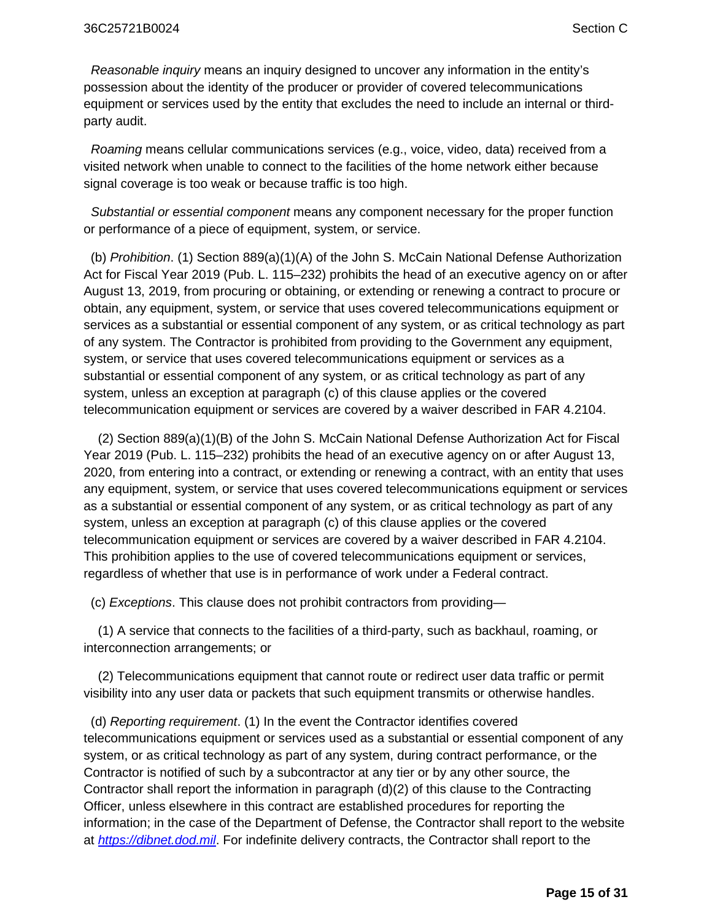*Reasonable inquiry* means an inquiry designed to uncover any information in the entity's possession about the identity of the producer or provider of covered telecommunications equipment or services used by the entity that excludes the need to include an internal or third-party audit.

*Roaming* means cellular communications services (e.g., voice, video, data) received from a visited network when unable to connect to the facilities of the home network either because signal coverage is too weak or because traffic is too high.

*Substantial or essential component* means any component necessary for the proper function or performance of a piece of equipment, system, or service.

(b) *Prohibition*. (1) Section 889(a)(1)(A) of the John S. McCain National Defense Authorization Act for Fiscal Year 2019 (Pub. L. 115–232) prohibits the head of an executive agency on or after August 13, 2019, from procuring or obtaining, or extending or renewing a contract to procure or obtain, any equipment, system, or service that uses covered telecommunications equipment or services as a substantial or essential component of any system, or as critical technology as part of any system. The Contractor is prohibited from providing to the Government any equipment, system, or service that uses covered telecommunications equipment or services as a substantial or essential component of any system, or as critical technology as part of any system, unless an exception at paragraph (c) of this clause applies or the covered telecommunication equipment or services are covered by a waiver described in FAR 4.2104.

(2) Section 889(a)(1)(B) of the John S. McCain National Defense Authorization Act for Fiscal Year 2019 (Pub. L. 115–232) prohibits the head of an executive agency on or after August 13, 2020, from entering into a contract, or extending or renewing a contract, with an entity that uses any equipment, system, or service that uses covered telecommunications equipment or services as a substantial or essential component of any system, or as critical technology as part of any system, unless an exception at paragraph (c) of this clause applies or the covered telecommunication equipment or services are covered by a waiver described in FAR 4.2104. This prohibition applies to the use of covered telecommunications equipment or services, regardless of whether that use is in performance of work under a Federal contract.

(c) *Exceptions*. This clause does not prohibit contractors from providing—

(1) A service that connects to the facilities of a third-party, such as backhaul, roaming, or interconnection arrangements; or

(2) Telecommunications equipment that cannot route or redirect user data traffic or permit visibility into any user data or packets that such equipment transmits or otherwise handles.

(d) *Reporting requirement*. (1) In the event the Contractor identifies covered telecommunications equipment or services used as a substantial or essential component of any system, or as critical technology as part of any system, during contract performance, or the Contractor is notified of such by a subcontractor at any tier or by any other source, the Contractor shall report the information in paragraph (d)(2) of this clause to the Contracting Officer, unless elsewhere in this contract are established procedures for reporting the information; in the case of the Department of Defense, the Contractor shall report to the website at [https://dibnet.dod.mil](https://dibnet.dod.mil). For indefinite delivery contracts, the Contractor shall report to the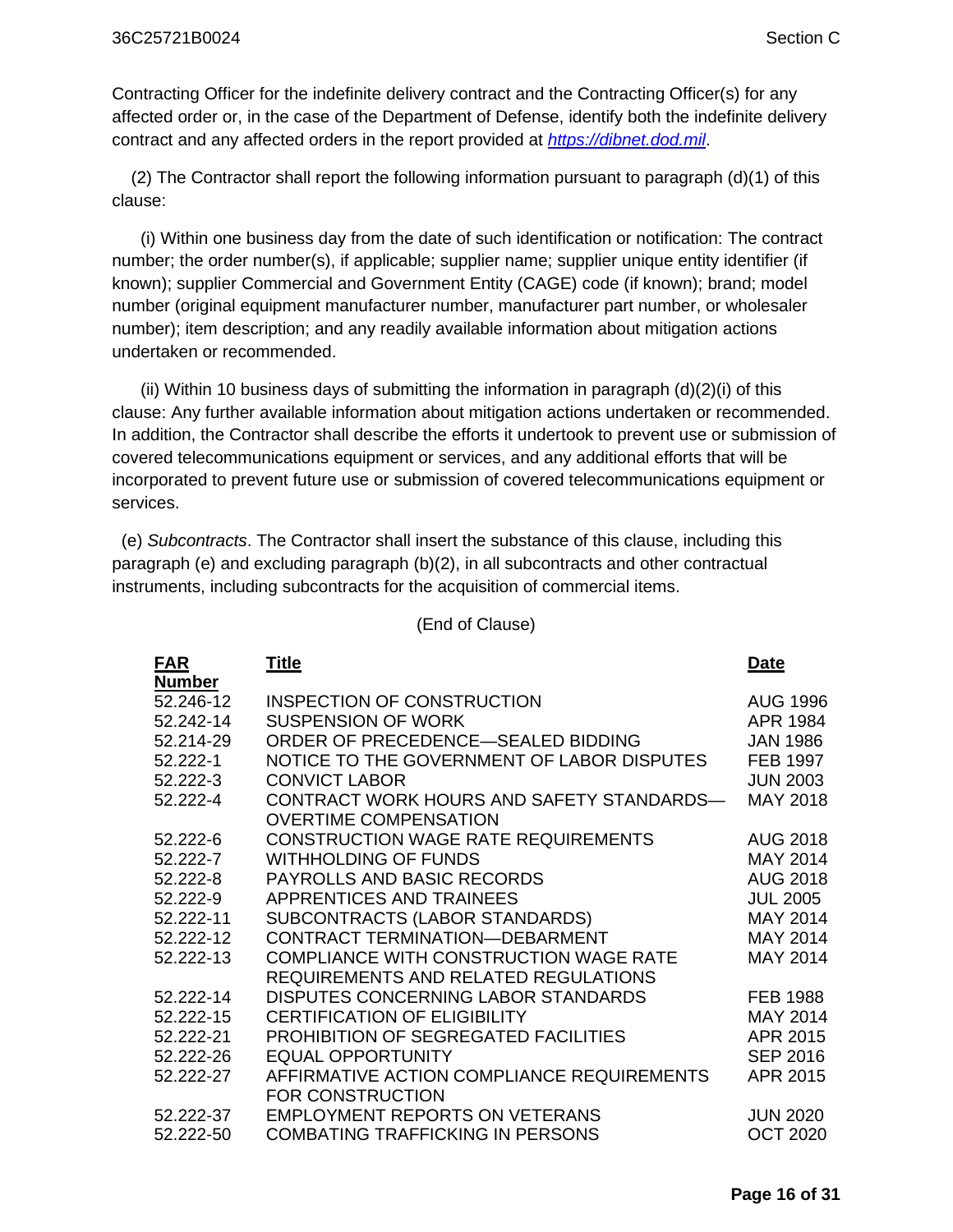Contracting Officer for the indefinite delivery contract and the Contracting Officer(s) for any affected order or, in the case of the Department of Defense, identify both the indefinite delivery contract and any affected orders in the report provided at *https://dibnet.dod.mil*.

(2) The Contractor shall report the following information pursuant to paragraph (d)(1) of this clause:

(i) Within one business day from the date of such identification or notification: The contract number; the order number(s), if applicable; supplier name; supplier unique entity identifier (if known); supplier Commercial and Government Entity (CAGE) code (if known); brand; model number (original equipment manufacturer number, manufacturer part number, or wholesaler number); item description; and any readily available information about mitigation actions undertaken or recommended.

(ii) Within 10 business days of submitting the information in paragraph (d)(2)(i) of this clause: Any further available information about mitigation actions undertaken or recommended. In addition, the Contractor shall describe the efforts it undertook to prevent use or submission of covered telecommunications equipment or services, and any additional efforts that will be incorporated to prevent future use or submission of covered telecommunications equipment or services.

(e) *Subcontracts*. The Contractor shall insert the substance of this clause, including this paragraph (e) and excluding paragraph (b)(2), in all subcontracts and other contractual instruments, including subcontracts for the acquisition of commercial items.

(End of Clause)

| FAR Number | Title | Date |
|---|---|---|
| 52.246-12 | INSPECTION OF CONSTRUCTION | AUG 1996 |
| 52.242-14 | SUSPENSION OF WORK | APR 1984 |
| 52.214-29 | ORDER OF PRECEDENCE—SEALED BIDDING | JAN 1986 |
| 52.222-1 | NOTICE TO THE GOVERNMENT OF LABOR DISPUTES | FEB 1997 |
| 52.222-3 | CONVICT LABOR | JUN 2003 |
| 52.222-4 | CONTRACT WORK HOURS AND SAFETY STANDARDS—OVERTIME COMPENSATION | MAY 2018 |
| 52.222-6 | CONSTRUCTION WAGE RATE REQUIREMENTS | AUG 2018 |
| 52.222-7 | WITHHOLDING OF FUNDS | MAY 2014 |
| 52.222-8 | PAYROLLS AND BASIC RECORDS | AUG 2018 |
| 52.222-9 | APPRENTICES AND TRAINEES | JUL 2005 |
| 52.222-11 | SUBCONTRACTS (LABOR STANDARDS) | MAY 2014 |
| 52.222-12 | CONTRACT TERMINATION—DEBARMENT | MAY 2014 |
| 52.222-13 | COMPLIANCE WITH CONSTRUCTION WAGE RATE REQUIREMENTS AND RELATED REGULATIONS | MAY 2014 |
| 52.222-14 | DISPUTES CONCERNING LABOR STANDARDS | FEB 1988 |
| 52.222-15 | CERTIFICATION OF ELIGIBILITY | MAY 2014 |
| 52.222-21 | PROHIBITION OF SEGREGATED FACILITIES | APR 2015 |
| 52.222-26 | EQUAL OPPORTUNITY | SEP 2016 |
| 52.222-27 | AFFIRMATIVE ACTION COMPLIANCE REQUIREMENTS FOR CONSTRUCTION | APR 2015 |
| 52.222-37 | EMPLOYMENT REPORTS ON VETERANS | JUN 2020 |
| 52.222-50 | COMBATING TRAFFICKING IN PERSONS | OCT 2020 |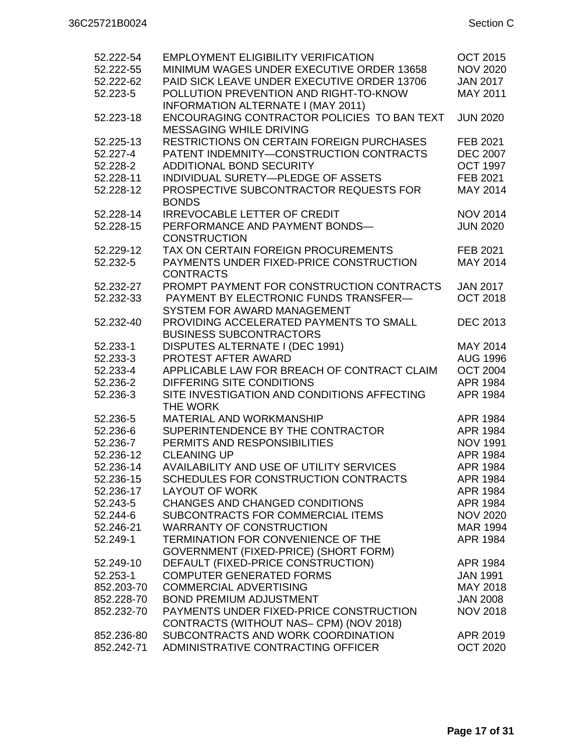| | | |
|---|---|---|
| 52.222-54 | EMPLOYMENT ELIGIBILITY VERIFICATION | OCT 2015 |
| 52.222-55 | MINIMUM WAGES UNDER EXECUTIVE ORDER 13658 | NOV 2020 |
| 52.222-62 | PAID SICK LEAVE UNDER EXECUTIVE ORDER 13706 | JAN 2017 |
| 52.223-5 | POLLUTION PREVENTION AND RIGHT-TO-KNOW INFORMATION ALTERNATE I (MAY 2011) | MAY 2011 |
| 52.223-18 | ENCOURAGING CONTRACTOR POLICIES TO BAN TEXT MESSAGING WHILE DRIVING | JUN 2020 |
| 52.225-13 | RESTRICTIONS ON CERTAIN FOREIGN PURCHASES | FEB 2021 |
| 52.227-4 | PATENT INDEMNITY—CONSTRUCTION CONTRACTS | DEC 2007 |
| 52.228-2 | ADDITIONAL BOND SECURITY | OCT 1997 |
| 52.228-11 | INDIVIDUAL SURETY—PLEDGE OF ASSETS | FEB 2021 |
| 52.228-12 | PROSPECTIVE SUBCONTRACTOR REQUESTS FOR BONDS | MAY 2014 |
| 52.228-14 | IRREVOCABLE LETTER OF CREDIT | NOV 2014 |
| 52.228-15 | PERFORMANCE AND PAYMENT BONDS—CONSTRUCTION | JUN 2020 |
| 52.229-12 | TAX ON CERTAIN FOREIGN PROCUREMENTS | FEB 2021 |
| 52.232-5 | PAYMENTS UNDER FIXED-PRICE CONSTRUCTION CONTRACTS | MAY 2014 |
| 52.232-27 | PROMPT PAYMENT FOR CONSTRUCTION CONTRACTS | JAN 2017 |
| 52.232-33 | PAYMENT BY ELECTRONIC FUNDS TRANSFER—SYSTEM FOR AWARD MANAGEMENT | OCT 2018 |
| 52.232-40 | PROVIDING ACCELERATED PAYMENTS TO SMALL BUSINESS SUBCONTRACTORS | DEC 2013 |
| 52.233-1 | DISPUTES ALTERNATE I (DEC 1991) | MAY 2014 |
| 52.233-3 | PROTEST AFTER AWARD | AUG 1996 |
| 52.233-4 | APPLICABLE LAW FOR BREACH OF CONTRACT CLAIM | OCT 2004 |
| 52.236-2 | DIFFERING SITE CONDITIONS | APR 1984 |
| 52.236-3 | SITE INVESTIGATION AND CONDITIONS AFFECTING THE WORK | APR 1984 |
| 52.236-5 | MATERIAL AND WORKMANSHIP | APR 1984 |
| 52.236-6 | SUPERINTENDENCE BY THE CONTRACTOR | APR 1984 |
| 52.236-7 | PERMITS AND RESPONSIBILITIES | NOV 1991 |
| 52.236-12 | CLEANING UP | APR 1984 |
| 52.236-14 | AVAILABILITY AND USE OF UTILITY SERVICES | APR 1984 |
| 52.236-15 | SCHEDULES FOR CONSTRUCTION CONTRACTS | APR 1984 |
| 52.236-17 | LAYOUT OF WORK | APR 1984 |
| 52.243-5 | CHANGES AND CHANGED CONDITIONS | APR 1984 |
| 52.244-6 | SUBCONTRACTS FOR COMMERCIAL ITEMS | NOV 2020 |
| 52.246-21 | WARRANTY OF CONSTRUCTION | MAR 1994 |
| 52.249-1 | TERMINATION FOR CONVENIENCE OF THE GOVERNMENT (FIXED-PRICE) (SHORT FORM) | APR 1984 |
| 52.249-10 | DEFAULT (FIXED-PRICE CONSTRUCTION) | APR 1984 |
| 52.253-1 | COMPUTER GENERATED FORMS | JAN 1991 |
| 852.203-70 | COMMERCIAL ADVERTISING | MAY 2018 |
| 852.228-70 | BOND PREMIUM ADJUSTMENT | JAN 2008 |
| 852.232-70 | PAYMENTS UNDER FIXED-PRICE CONSTRUCTION CONTRACTS (WITHOUT NAS– CPM) (NOV 2018) | NOV 2018 |
| 852.236-80 | SUBCONTRACTS AND WORK COORDINATION | APR 2019 |
| 852.242-71 | ADMINISTRATIVE CONTRACTING OFFICER | OCT 2020 |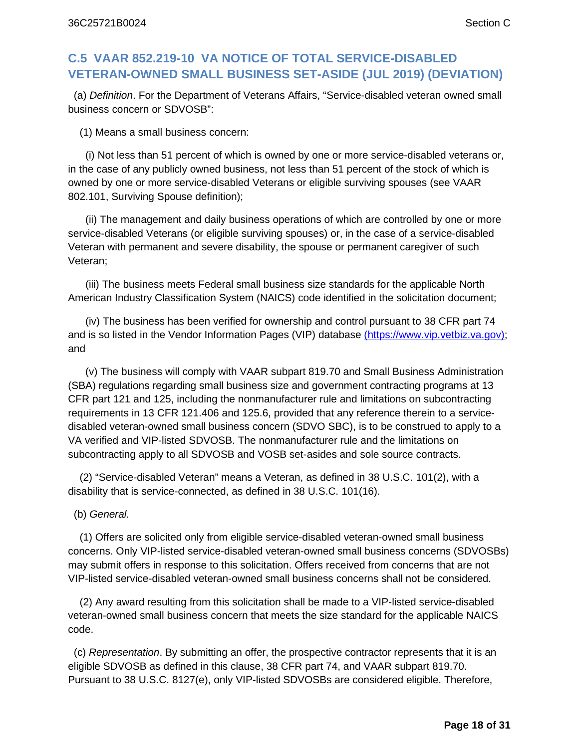## C.5 VAAR 852.219-10 VA NOTICE OF TOTAL SERVICE-DISABLED VETERAN-OWNED SMALL BUSINESS SET-ASIDE (JUL 2019) (DEVIATION)

(a) *Definition*. For the Department of Veterans Affairs, "Service-disabled veteran owned small business concern or SDVOSB":

(1) Means a small business concern:

(i) Not less than 51 percent of which is owned by one or more service-disabled veterans or, in the case of any publicly owned business, not less than 51 percent of the stock of which is owned by one or more service-disabled Veterans or eligible surviving spouses (see VAAR 802.101, Surviving Spouse definition);

(ii) The management and daily business operations of which are controlled by one or more service-disabled Veterans (or eligible surviving spouses) or, in the case of a service-disabled Veteran with permanent and severe disability, the spouse or permanent caregiver of such Veteran;

(iii) The business meets Federal small business size standards for the applicable North American Industry Classification System (NAICS) code identified in the solicitation document;

(iv) The business has been verified for ownership and control pursuant to 38 CFR part 74 and is so listed in the Vendor Information Pages (VIP) database [(https://www.vip.vetbiz.va.gov)](https://www.vip.vetbiz.va.gov); and

(v) The business will comply with VAAR subpart 819.70 and Small Business Administration (SBA) regulations regarding small business size and government contracting programs at 13 CFR part 121 and 125, including the nonmanufacturer rule and limitations on subcontracting requirements in 13 CFR 121.406 and 125.6, provided that any reference therein to a service-disabled veteran-owned small business concern (SDVO SBC), is to be construed to apply to a VA verified and VIP-listed SDVOSB. The nonmanufacturer rule and the limitations on subcontracting apply to all SDVOSB and VOSB set-asides and sole source contracts.

(2) "Service-disabled Veteran" means a Veteran, as defined in 38 U.S.C. 101(2), with a disability that is service-connected, as defined in 38 U.S.C. 101(16).

(b) *General.*

(1) Offers are solicited only from eligible service-disabled veteran-owned small business concerns. Only VIP-listed service-disabled veteran-owned small business concerns (SDVOSBs) may submit offers in response to this solicitation. Offers received from concerns that are not VIP-listed service-disabled veteran-owned small business concerns shall not be considered.

(2) Any award resulting from this solicitation shall be made to a VIP-listed service-disabled veteran-owned small business concern that meets the size standard for the applicable NAICS code.

(c) *Representation*. By submitting an offer, the prospective contractor represents that it is an eligible SDVOSB as defined in this clause, 38 CFR part 74, and VAAR subpart 819.70. Pursuant to 38 U.S.C. 8127(e), only VIP-listed SDVOSBs are considered eligible. Therefore,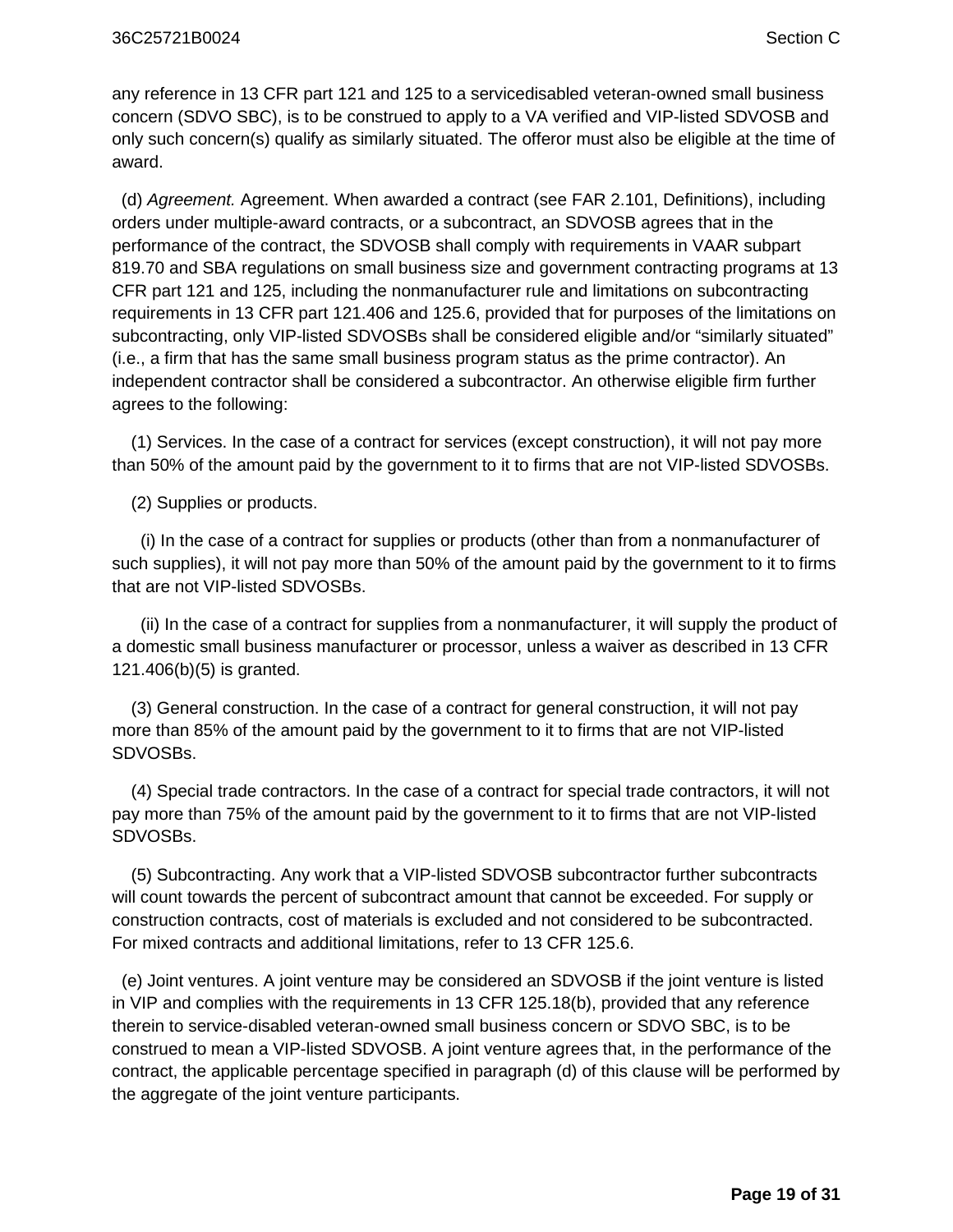any reference in 13 CFR part 121 and 125 to a servicedisabled veteran-owned small business concern (SDVO SBC), is to be construed to apply to a VA verified and VIP-listed SDVOSB and only such concern(s) qualify as similarly situated. The offeror must also be eligible at the time of award.

(d) *Agreement.* Agreement. When awarded a contract (see FAR 2.101, Definitions), including orders under multiple-award contracts, or a subcontract, an SDVOSB agrees that in the performance of the contract, the SDVOSB shall comply with requirements in VAAR subpart 819.70 and SBA regulations on small business size and government contracting programs at 13 CFR part 121 and 125, including the nonmanufacturer rule and limitations on subcontracting requirements in 13 CFR part 121.406 and 125.6, provided that for purposes of the limitations on subcontracting, only VIP-listed SDVOSBs shall be considered eligible and/or “similarly situated” (i.e., a firm that has the same small business program status as the prime contractor). An independent contractor shall be considered a subcontractor. An otherwise eligible firm further agrees to the following:

(1) Services. In the case of a contract for services (except construction), it will not pay more than 50% of the amount paid by the government to it to firms that are not VIP-listed SDVOSBs.

(2) Supplies or products.

(i) In the case of a contract for supplies or products (other than from a nonmanufacturer of such supplies), it will not pay more than 50% of the amount paid by the government to it to firms that are not VIP-listed SDVOSBs.

(ii) In the case of a contract for supplies from a nonmanufacturer, it will supply the product of a domestic small business manufacturer or processor, unless a waiver as described in 13 CFR 121.406(b)(5) is granted.

(3) General construction. In the case of a contract for general construction, it will not pay more than 85% of the amount paid by the government to it to firms that are not VIP-listed SDVOSBs.

(4) Special trade contractors. In the case of a contract for special trade contractors, it will not pay more than 75% of the amount paid by the government to it to firms that are not VIP-listed SDVOSBs.

(5) Subcontracting. Any work that a VIP-listed SDVOSB subcontractor further subcontracts will count towards the percent of subcontract amount that cannot be exceeded. For supply or construction contracts, cost of materials is excluded and not considered to be subcontracted. For mixed contracts and additional limitations, refer to 13 CFR 125.6.

(e) Joint ventures. A joint venture may be considered an SDVOSB if the joint venture is listed in VIP and complies with the requirements in 13 CFR 125.18(b), provided that any reference therein to service-disabled veteran-owned small business concern or SDVO SBC, is to be construed to mean a VIP-listed SDVOSB. A joint venture agrees that, in the performance of the contract, the applicable percentage specified in paragraph (d) of this clause will be performed by the aggregate of the joint venture participants.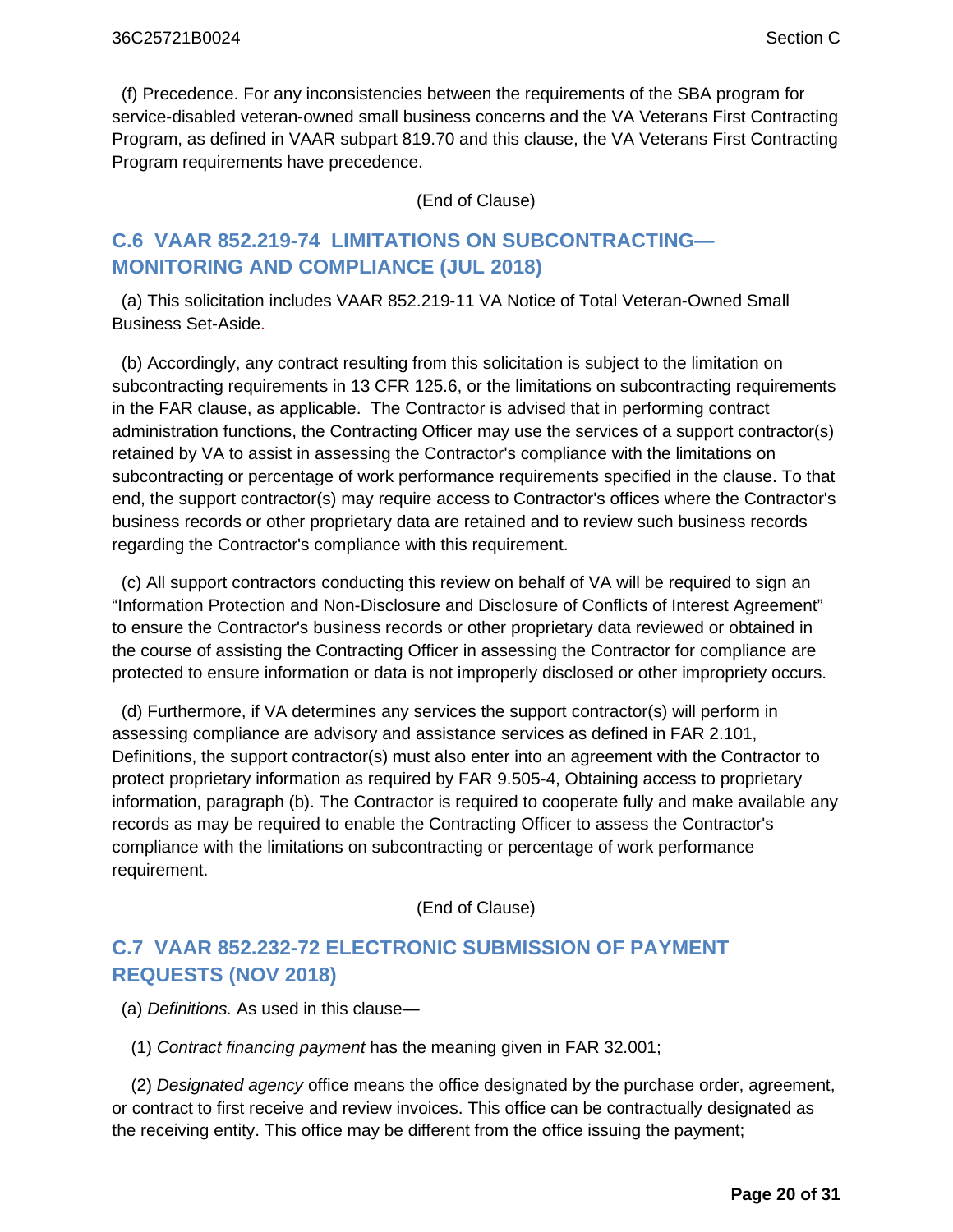(f) Precedence. For any inconsistencies between the requirements of the SBA program for service-disabled veteran-owned small business concerns and the VA Veterans First Contracting Program, as defined in VAAR subpart 819.70 and this clause, the VA Veterans First Contracting Program requirements have precedence.

(End of Clause)

## C.6 VAAR 852.219-74 LIMITATIONS ON SUBCONTRACTING—MONITORING AND COMPLIANCE (JUL 2018)

(a) This solicitation includes VAAR 852.219-11 VA Notice of Total Veteran-Owned Small Business Set-Aside.

(b) Accordingly, any contract resulting from this solicitation is subject to the limitation on subcontracting requirements in 13 CFR 125.6, or the limitations on subcontracting requirements in the FAR clause, as applicable. The Contractor is advised that in performing contract administration functions, the Contracting Officer may use the services of a support contractor(s) retained by VA to assist in assessing the Contractor's compliance with the limitations on subcontracting or percentage of work performance requirements specified in the clause. To that end, the support contractor(s) may require access to Contractor's offices where the Contractor's business records or other proprietary data are retained and to review such business records regarding the Contractor's compliance with this requirement.

(c) All support contractors conducting this review on behalf of VA will be required to sign an "Information Protection and Non-Disclosure and Disclosure of Conflicts of Interest Agreement" to ensure the Contractor's business records or other proprietary data reviewed or obtained in the course of assisting the Contracting Officer in assessing the Contractor for compliance are protected to ensure information or data is not improperly disclosed or other impropriety occurs.

(d) Furthermore, if VA determines any services the support contractor(s) will perform in assessing compliance are advisory and assistance services as defined in FAR 2.101, Definitions, the support contractor(s) must also enter into an agreement with the Contractor to protect proprietary information as required by FAR 9.505-4, Obtaining access to proprietary information, paragraph (b). The Contractor is required to cooperate fully and make available any records as may be required to enable the Contracting Officer to assess the Contractor's compliance with the limitations on subcontracting or percentage of work performance requirement.

(End of Clause)

## C.7 VAAR 852.232-72 ELECTRONIC SUBMISSION OF PAYMENT REQUESTS (NOV 2018)

(a) *Definitions.* As used in this clause—

(1) *Contract financing payment* has the meaning given in FAR 32.001;

(2) *Designated agency* office means the office designated by the purchase order, agreement, or contract to first receive and review invoices. This office can be contractually designated as the receiving entity. This office may be different from the office issuing the payment;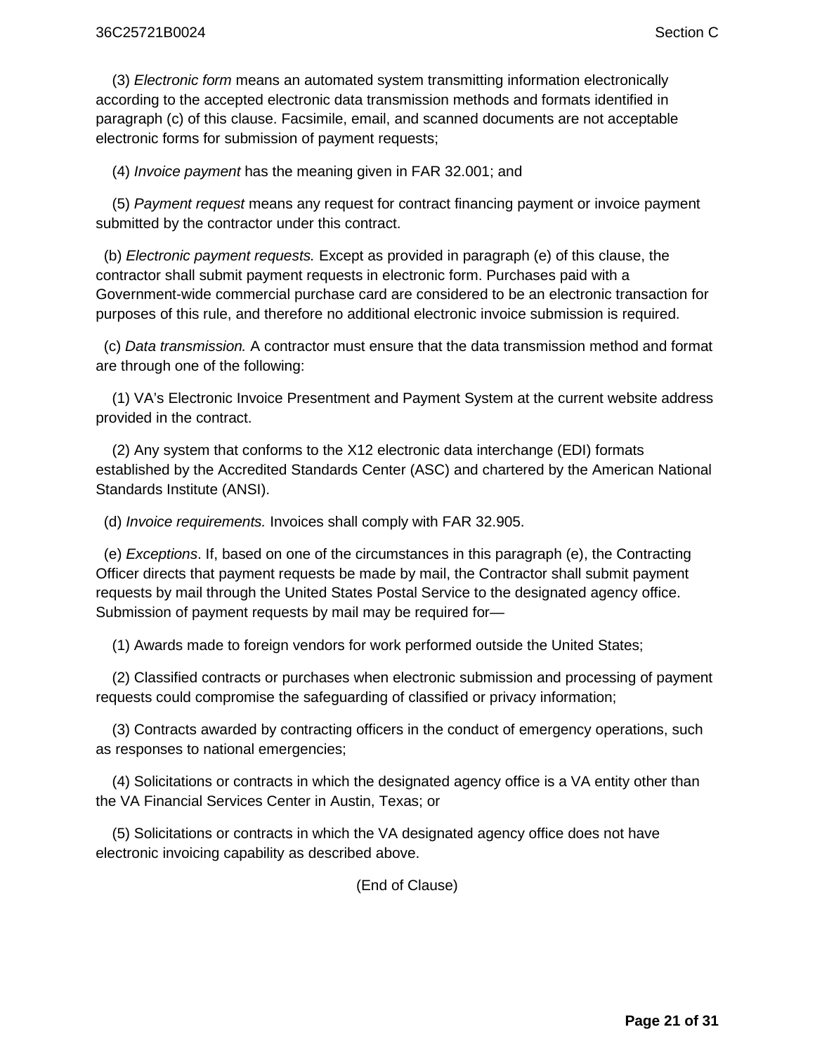(3) *Electronic form* means an automated system transmitting information electronically according to the accepted electronic data transmission methods and formats identified in paragraph (c) of this clause. Facsimile, email, and scanned documents are not acceptable electronic forms for submission of payment requests;

(4) *Invoice payment* has the meaning given in FAR 32.001; and

(5) *Payment request* means any request for contract financing payment or invoice payment submitted by the contractor under this contract.

(b) *Electronic payment requests.* Except as provided in paragraph (e) of this clause, the contractor shall submit payment requests in electronic form. Purchases paid with a Government-wide commercial purchase card are considered to be an electronic transaction for purposes of this rule, and therefore no additional electronic invoice submission is required.

(c) *Data transmission.* A contractor must ensure that the data transmission method and format are through one of the following:

(1) VA's Electronic Invoice Presentment and Payment System at the current website address provided in the contract.

(2) Any system that conforms to the X12 electronic data interchange (EDI) formats established by the Accredited Standards Center (ASC) and chartered by the American National Standards Institute (ANSI).

(d) *Invoice requirements.* Invoices shall comply with FAR 32.905.

(e) *Exceptions*. If, based on one of the circumstances in this paragraph (e), the Contracting Officer directs that payment requests be made by mail, the Contractor shall submit payment requests by mail through the United States Postal Service to the designated agency office. Submission of payment requests by mail may be required for—

(1) Awards made to foreign vendors for work performed outside the United States;

(2) Classified contracts or purchases when electronic submission and processing of payment requests could compromise the safeguarding of classified or privacy information;

(3) Contracts awarded by contracting officers in the conduct of emergency operations, such as responses to national emergencies;

(4) Solicitations or contracts in which the designated agency office is a VA entity other than the VA Financial Services Center in Austin, Texas; or

(5) Solicitations or contracts in which the VA designated agency office does not have electronic invoicing capability as described above.

(End of Clause)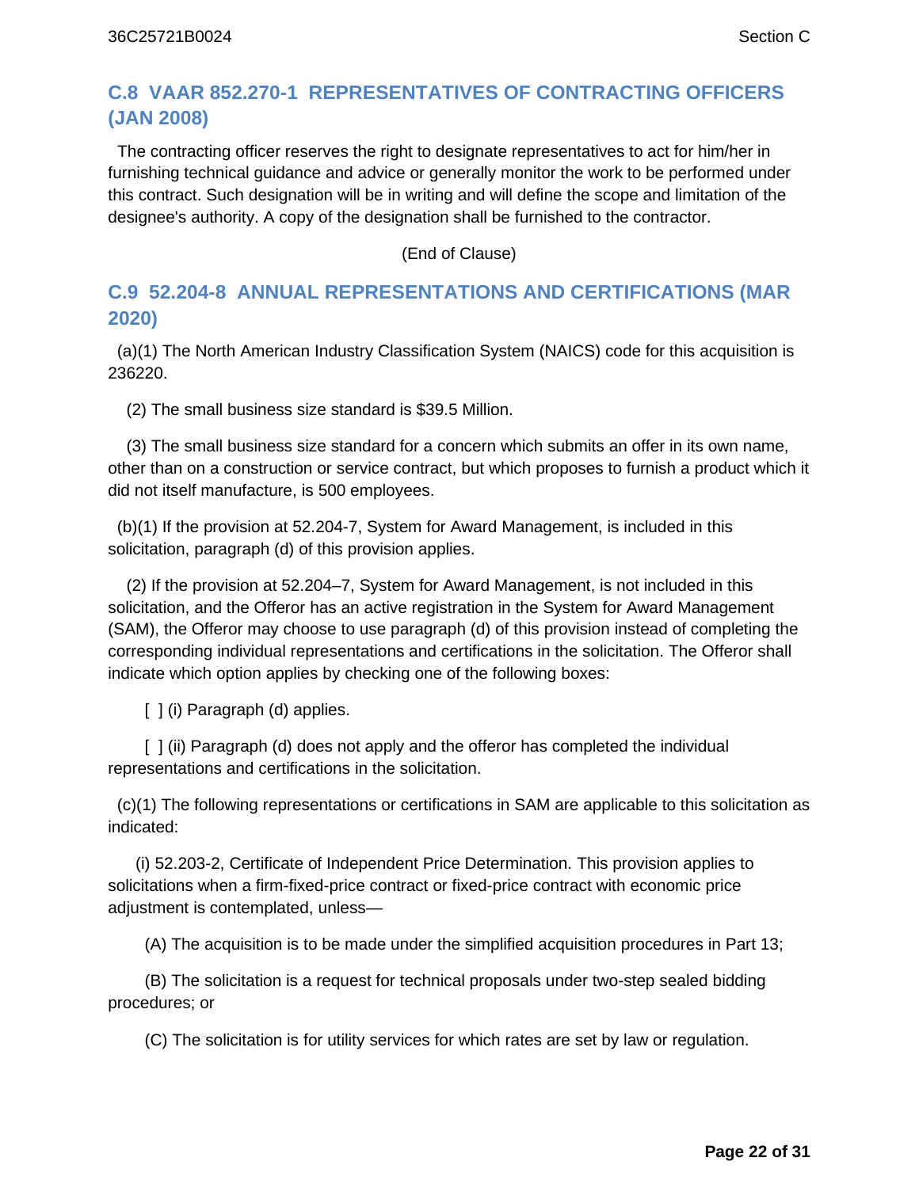## C.8 VAAR 852.270-1 REPRESENTATIVES OF CONTRACTING OFFICERS (JAN 2008)

The contracting officer reserves the right to designate representatives to act for him/her in furnishing technical guidance and advice or generally monitor the work to be performed under this contract. Such designation will be in writing and will define the scope and limitation of the designee's authority. A copy of the designation shall be furnished to the contractor.

(End of Clause)

## C.9 52.204-8 ANNUAL REPRESENTATIONS AND CERTIFICATIONS (MAR 2020)

(a)(1) The North American Industry Classification System (NAICS) code for this acquisition is 236220.

(2) The small business size standard is $39.5 Million.

(3) The small business size standard for a concern which submits an offer in its own name, other than on a construction or service contract, but which proposes to furnish a product which it did not itself manufacture, is 500 employees.

(b)(1) If the provision at 52.204-7, System for Award Management, is included in this solicitation, paragraph (d) of this provision applies.

(2) If the provision at 52.204–7, System for Award Management, is not included in this solicitation, and the Offeror has an active registration in the System for Award Management (SAM), the Offeror may choose to use paragraph (d) of this provision instead of completing the corresponding individual representations and certifications in the solicitation. The Offeror shall indicate which option applies by checking one of the following boxes:

[ ] (i) Paragraph (d) applies.

[ ] (ii) Paragraph (d) does not apply and the offeror has completed the individual representations and certifications in the solicitation.

(c)(1) The following representations or certifications in SAM are applicable to this solicitation as indicated:

(i) 52.203-2, Certificate of Independent Price Determination. This provision applies to solicitations when a firm-fixed-price contract or fixed-price contract with economic price adjustment is contemplated, unless—

(A) The acquisition is to be made under the simplified acquisition procedures in Part 13;

(B) The solicitation is a request for technical proposals under two-step sealed bidding procedures; or

(C) The solicitation is for utility services for which rates are set by law or regulation.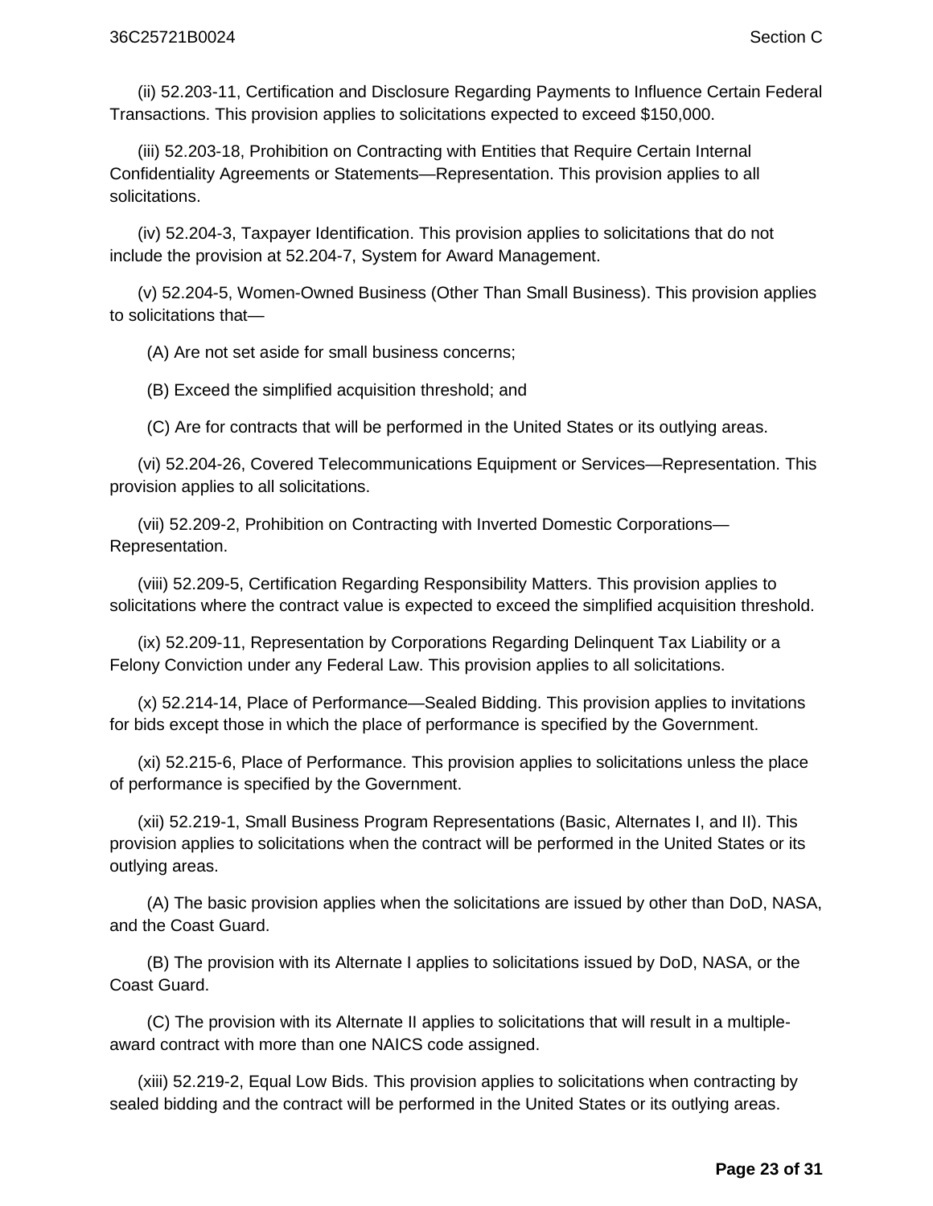(ii) 52.203-11, Certification and Disclosure Regarding Payments to Influence Certain Federal Transactions. This provision applies to solicitations expected to exceed $150,000.

(iii) 52.203-18, Prohibition on Contracting with Entities that Require Certain Internal Confidentiality Agreements or Statements—Representation. This provision applies to all solicitations.

(iv) 52.204-3, Taxpayer Identification. This provision applies to solicitations that do not include the provision at 52.204-7, System for Award Management.

(v) 52.204-5, Women-Owned Business (Other Than Small Business). This provision applies to solicitations that—

(A) Are not set aside for small business concerns;

(B) Exceed the simplified acquisition threshold; and

(C) Are for contracts that will be performed in the United States or its outlying areas.

(vi) 52.204-26, Covered Telecommunications Equipment or Services—Representation. This provision applies to all solicitations.

(vii) 52.209-2, Prohibition on Contracting with Inverted Domestic Corporations—Representation.

(viii) 52.209-5, Certification Regarding Responsibility Matters. This provision applies to solicitations where the contract value is expected to exceed the simplified acquisition threshold.

(ix) 52.209-11, Representation by Corporations Regarding Delinquent Tax Liability or a Felony Conviction under any Federal Law. This provision applies to all solicitations.

(x) 52.214-14, Place of Performance—Sealed Bidding. This provision applies to invitations for bids except those in which the place of performance is specified by the Government.

(xi) 52.215-6, Place of Performance. This provision applies to solicitations unless the place of performance is specified by the Government.

(xii) 52.219-1, Small Business Program Representations (Basic, Alternates I, and II). This provision applies to solicitations when the contract will be performed in the United States or its outlying areas.

(A) The basic provision applies when the solicitations are issued by other than DoD, NASA, and the Coast Guard.

(B) The provision with its Alternate I applies to solicitations issued by DoD, NASA, or the Coast Guard.

(C) The provision with its Alternate II applies to solicitations that will result in a multiple-award contract with more than one NAICS code assigned.

(xiii) 52.219-2, Equal Low Bids. This provision applies to solicitations when contracting by sealed bidding and the contract will be performed in the United States or its outlying areas.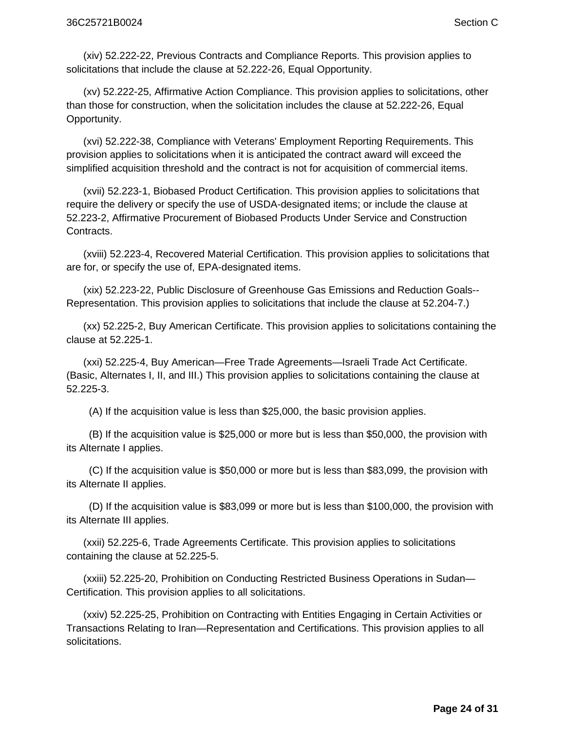(xiv) 52.222-22, Previous Contracts and Compliance Reports. This provision applies to solicitations that include the clause at 52.222-26, Equal Opportunity.

(xv) 52.222-25, Affirmative Action Compliance. This provision applies to solicitations, other than those for construction, when the solicitation includes the clause at 52.222-26, Equal Opportunity.

(xvi) 52.222-38, Compliance with Veterans' Employment Reporting Requirements. This provision applies to solicitations when it is anticipated the contract award will exceed the simplified acquisition threshold and the contract is not for acquisition of commercial items.

(xvii) 52.223-1, Biobased Product Certification. This provision applies to solicitations that require the delivery or specify the use of USDA-designated items; or include the clause at 52.223-2, Affirmative Procurement of Biobased Products Under Service and Construction Contracts.

(xviii) 52.223-4, Recovered Material Certification. This provision applies to solicitations that are for, or specify the use of, EPA-designated items.

(xix) 52.223-22, Public Disclosure of Greenhouse Gas Emissions and Reduction Goals--Representation. This provision applies to solicitations that include the clause at 52.204-7.)

(xx) 52.225-2, Buy American Certificate. This provision applies to solicitations containing the clause at 52.225-1.

(xxi) 52.225-4, Buy American—Free Trade Agreements—Israeli Trade Act Certificate. (Basic, Alternates I, II, and III.) This provision applies to solicitations containing the clause at 52.225-3.

(A) If the acquisition value is less than $25,000, the basic provision applies.

(B) If the acquisition value is $25,000 or more but is less than $50,000, the provision with its Alternate I applies.

(C) If the acquisition value is $50,000 or more but is less than $83,099, the provision with its Alternate II applies.

(D) If the acquisition value is $83,099 or more but is less than $100,000, the provision with its Alternate III applies.

(xxii) 52.225-6, Trade Agreements Certificate. This provision applies to solicitations containing the clause at 52.225-5.

(xxiii) 52.225-20, Prohibition on Conducting Restricted Business Operations in Sudan—Certification. This provision applies to all solicitations.

(xxiv) 52.225-25, Prohibition on Contracting with Entities Engaging in Certain Activities or Transactions Relating to Iran—Representation and Certifications. This provision applies to all solicitations.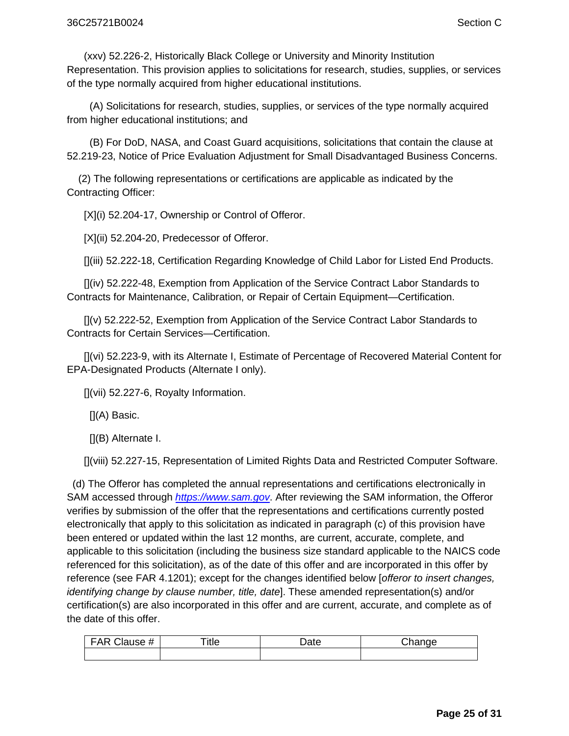(xxv) 52.226-2, Historically Black College or University and Minority Institution Representation. This provision applies to solicitations for research, studies, supplies, or services of the type normally acquired from higher educational institutions.

(A) Solicitations for research, studies, supplies, or services of the type normally acquired from higher educational institutions; and

(B) For DoD, NASA, and Coast Guard acquisitions, solicitations that contain the clause at 52.219-23, Notice of Price Evaluation Adjustment for Small Disadvantaged Business Concerns.

(2) The following representations or certifications are applicable as indicated by the Contracting Officer:

[X](i) 52.204-17, Ownership or Control of Offeror.

[X](ii) 52.204-20, Predecessor of Offeror.

[](iii) 52.222-18, Certification Regarding Knowledge of Child Labor for Listed End Products.

[](iv) 52.222-48, Exemption from Application of the Service Contract Labor Standards to Contracts for Maintenance, Calibration, or Repair of Certain Equipment—Certification.

[](v) 52.222-52, Exemption from Application of the Service Contract Labor Standards to Contracts for Certain Services—Certification.

[](vi) 52.223-9, with its Alternate I, Estimate of Percentage of Recovered Material Content for EPA-Designated Products (Alternate I only).

[](vii) 52.227-6, Royalty Information.

[](A) Basic.

[](B) Alternate I.

[](viii) 52.227-15, Representation of Limited Rights Data and Restricted Computer Software.

(d) The Offeror has completed the annual representations and certifications electronically in SAM accessed through *https://www.sam.gov*. After reviewing the SAM information, the Offeror verifies by submission of the offer that the representations and certifications currently posted electronically that apply to this solicitation as indicated in paragraph (c) of this provision have been entered or updated within the last 12 months, are current, accurate, complete, and applicable to this solicitation (including the business size standard applicable to the NAICS code referenced for this solicitation), as of the date of this offer and are incorporated in this offer by reference (see FAR 4.1201); except for the changes identified below [*offeror to insert changes, identifying change by clause number, title, date*]. These amended representation(s) and/or certification(s) are also incorporated in this offer and are current, accurate, and complete as of the date of this offer.

| FAR Clause # | Title | Date | Change |
|---|---|---|---|
| | | | |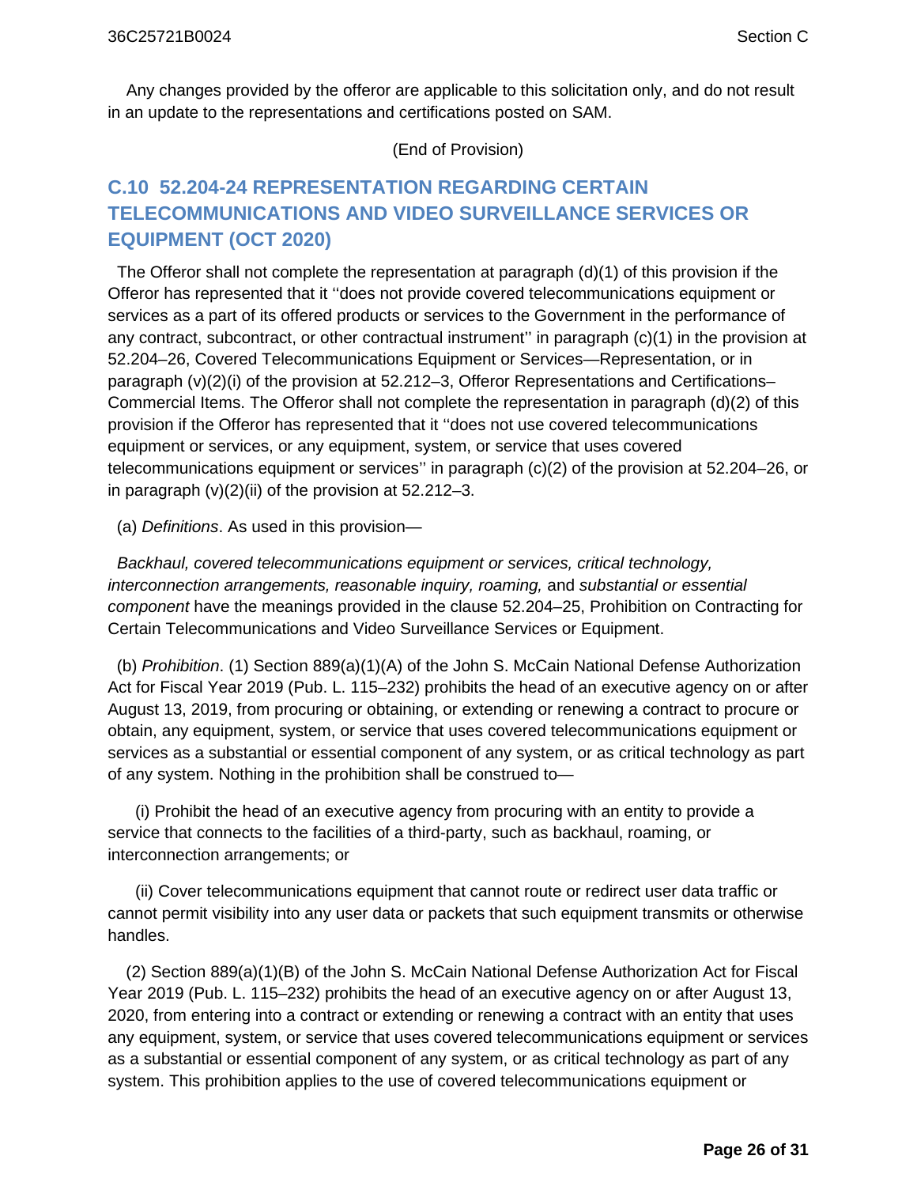Any changes provided by the offeror are applicable to this solicitation only, and do not result in an update to the representations and certifications posted on SAM.

(End of Provision)

## C.10 52.204-24 REPRESENTATION REGARDING CERTAIN TELECOMMUNICATIONS AND VIDEO SURVEILLANCE SERVICES OR EQUIPMENT (OCT 2020)

The Offeror shall not complete the representation at paragraph (d)(1) of this provision if the Offeror has represented that it ''does not provide covered telecommunications equipment or services as a part of its offered products or services to the Government in the performance of any contract, subcontract, or other contractual instrument'' in paragraph (c)(1) in the provision at 52.204–26, Covered Telecommunications Equipment or Services—Representation, or in paragraph (v)(2)(i) of the provision at 52.212–3, Offeror Representations and Certifications–Commercial Items. The Offeror shall not complete the representation in paragraph (d)(2) of this provision if the Offeror has represented that it ''does not use covered telecommunications equipment or services, or any equipment, system, or service that uses covered telecommunications equipment or services'' in paragraph (c)(2) of the provision at 52.204–26, or in paragraph (v)(2)(ii) of the provision at 52.212–3.

(a) *Definitions*. As used in this provision—

*Backhaul, covered telecommunications equipment or services, critical technology, interconnection arrangements, reasonable inquiry, roaming,* and *substantial or essential component* have the meanings provided in the clause 52.204–25, Prohibition on Contracting for Certain Telecommunications and Video Surveillance Services or Equipment.

(b) *Prohibition*. (1) Section 889(a)(1)(A) of the John S. McCain National Defense Authorization Act for Fiscal Year 2019 (Pub. L. 115–232) prohibits the head of an executive agency on or after August 13, 2019, from procuring or obtaining, or extending or renewing a contract to procure or obtain, any equipment, system, or service that uses covered telecommunications equipment or services as a substantial or essential component of any system, or as critical technology as part of any system. Nothing in the prohibition shall be construed to—

(i) Prohibit the head of an executive agency from procuring with an entity to provide a service that connects to the facilities of a third-party, such as backhaul, roaming, or interconnection arrangements; or

(ii) Cover telecommunications equipment that cannot route or redirect user data traffic or cannot permit visibility into any user data or packets that such equipment transmits or otherwise handles.

(2) Section 889(a)(1)(B) of the John S. McCain National Defense Authorization Act for Fiscal Year 2019 (Pub. L. 115–232) prohibits the head of an executive agency on or after August 13, 2020, from entering into a contract or extending or renewing a contract with an entity that uses any equipment, system, or service that uses covered telecommunications equipment or services as a substantial or essential component of any system, or as critical technology as part of any system. This prohibition applies to the use of covered telecommunications equipment or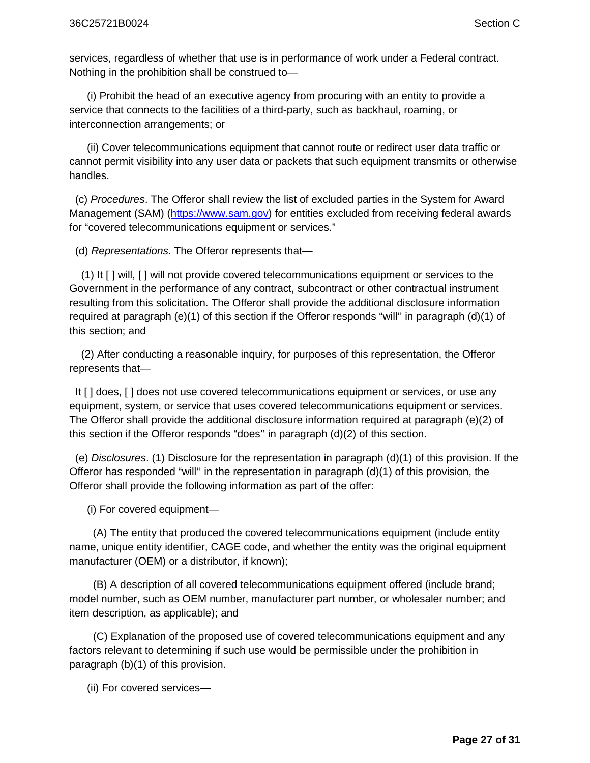services, regardless of whether that use is in performance of work under a Federal contract. Nothing in the prohibition shall be construed to—

(i) Prohibit the head of an executive agency from procuring with an entity to provide a service that connects to the facilities of a third-party, such as backhaul, roaming, or interconnection arrangements; or

(ii) Cover telecommunications equipment that cannot route or redirect user data traffic or cannot permit visibility into any user data or packets that such equipment transmits or otherwise handles.

(c) *Procedures*. The Offeror shall review the list of excluded parties in the System for Award Management (SAM) (https://www.sam.gov) for entities excluded from receiving federal awards for “covered telecommunications equipment or services.”

(d) *Representations*. The Offeror represents that—

(1) It [ ] will, [ ] will not provide covered telecommunications equipment or services to the Government in the performance of any contract, subcontract or other contractual instrument resulting from this solicitation. The Offeror shall provide the additional disclosure information required at paragraph (e)(1) of this section if the Offeror responds “will'' in paragraph (d)(1) of this section; and

(2) After conducting a reasonable inquiry, for purposes of this representation, the Offeror represents that—

It [ ] does, [ ] does not use covered telecommunications equipment or services, or use any equipment, system, or service that uses covered telecommunications equipment or services. The Offeror shall provide the additional disclosure information required at paragraph (e)(2) of this section if the Offeror responds “does'' in paragraph (d)(2) of this section.

(e) *Disclosures*. (1) Disclosure for the representation in paragraph (d)(1) of this provision. If the Offeror has responded “will'' in the representation in paragraph (d)(1) of this provision, the Offeror shall provide the following information as part of the offer:

(i) For covered equipment—

(A) The entity that produced the covered telecommunications equipment (include entity name, unique entity identifier, CAGE code, and whether the entity was the original equipment manufacturer (OEM) or a distributor, if known);

(B) A description of all covered telecommunications equipment offered (include brand; model number, such as OEM number, manufacturer part number, or wholesaler number; and item description, as applicable); and

(C) Explanation of the proposed use of covered telecommunications equipment and any factors relevant to determining if such use would be permissible under the prohibition in paragraph (b)(1) of this provision.

(ii) For covered services—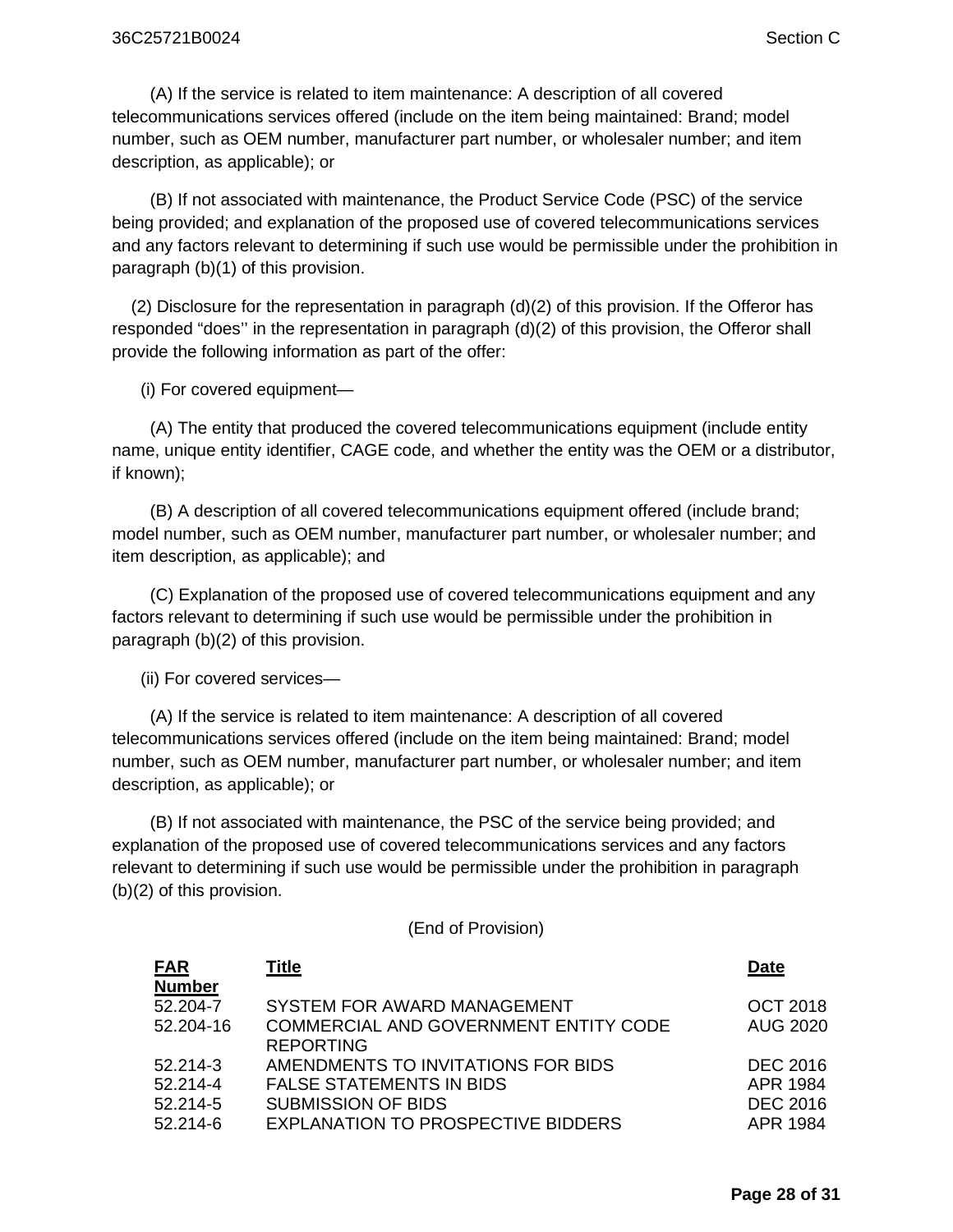(A) If the service is related to item maintenance: A description of all covered telecommunications services offered (include on the item being maintained: Brand; model number, such as OEM number, manufacturer part number, or wholesaler number; and item description, as applicable); or

(B) If not associated with maintenance, the Product Service Code (PSC) of the service being provided; and explanation of the proposed use of covered telecommunications services and any factors relevant to determining if such use would be permissible under the prohibition in paragraph (b)(1) of this provision.

(2) Disclosure for the representation in paragraph (d)(2) of this provision. If the Offeror has responded "does'' in the representation in paragraph (d)(2) of this provision, the Offeror shall provide the following information as part of the offer:

(i) For covered equipment—

(A) The entity that produced the covered telecommunications equipment (include entity name, unique entity identifier, CAGE code, and whether the entity was the OEM or a distributor, if known);

(B) A description of all covered telecommunications equipment offered (include brand; model number, such as OEM number, manufacturer part number, or wholesaler number; and item description, as applicable); and

(C) Explanation of the proposed use of covered telecommunications equipment and any factors relevant to determining if such use would be permissible under the prohibition in paragraph (b)(2) of this provision.

(ii) For covered services—

(A) If the service is related to item maintenance: A description of all covered telecommunications services offered (include on the item being maintained: Brand; model number, such as OEM number, manufacturer part number, or wholesaler number; and item description, as applicable); or

(B) If not associated with maintenance, the PSC of the service being provided; and explanation of the proposed use of covered telecommunications services and any factors relevant to determining if such use would be permissible under the prohibition in paragraph (b)(2) of this provision.

(End of Provision)

| FAR Number | Title | Date |
|---|---|---|
| 52.204-7 | SYSTEM FOR AWARD MANAGEMENT | OCT 2018 |
| 52.204-16 | COMMERCIAL AND GOVERNMENT ENTITY CODE REPORTING | AUG 2020 |
| 52.214-3 | AMENDMENTS TO INVITATIONS FOR BIDS | DEC 2016 |
| 52.214-4 | FALSE STATEMENTS IN BIDS | APR 1984 |
| 52.214-5 | SUBMISSION OF BIDS | DEC 2016 |
| 52.214-6 | EXPLANATION TO PROSPECTIVE BIDDERS | APR 1984 |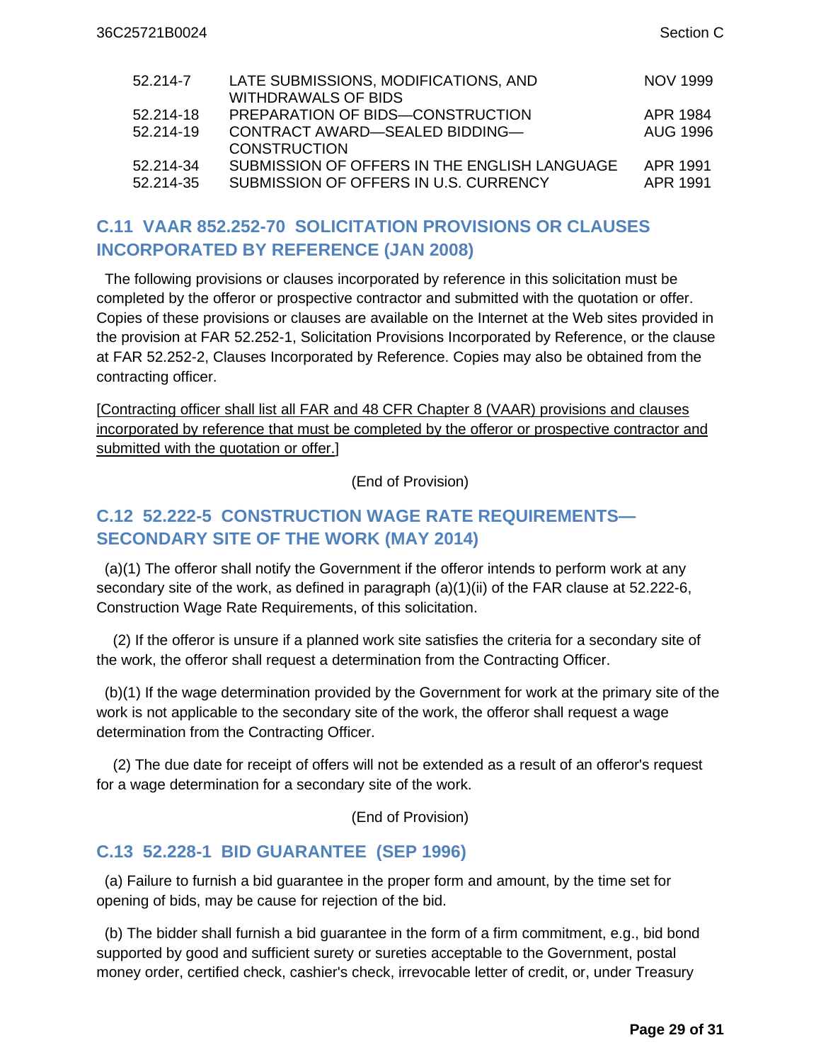| | | |
|---|---|---|
| 52.214-7 | LATE SUBMISSIONS, MODIFICATIONS, AND WITHDRAWALS OF BIDS | NOV 1999 |
| 52.214-18 | PREPARATION OF BIDS—CONSTRUCTION | APR 1984 |
| 52.214-19 | CONTRACT AWARD—SEALED BIDDING—CONSTRUCTION | AUG 1996 |
| 52.214-34 | SUBMISSION OF OFFERS IN THE ENGLISH LANGUAGE | APR 1991 |
| 52.214-35 | SUBMISSION OF OFFERS IN U.S. CURRENCY | APR 1991 |

## C.11 VAAR 852.252-70 SOLICITATION PROVISIONS OR CLAUSES INCORPORATED BY REFERENCE (JAN 2008)

The following provisions or clauses incorporated by reference in this solicitation must be completed by the offeror or prospective contractor and submitted with the quotation or offer. Copies of these provisions or clauses are available on the Internet at the Web sites provided in the provision at FAR 52.252-1, Solicitation Provisions Incorporated by Reference, or the clause at FAR 52.252-2, Clauses Incorporated by Reference. Copies may also be obtained from the contracting officer.

[Contracting officer shall list all FAR and 48 CFR Chapter 8 (VAAR) provisions and clauses incorporated by reference that must be completed by the offeror or prospective contractor and submitted with the quotation or offer.]

(End of Provision)

## C.12 52.222-5 CONSTRUCTION WAGE RATE REQUIREMENTS—SECONDARY SITE OF THE WORK (MAY 2014)

(a)(1) The offeror shall notify the Government if the offeror intends to perform work at any secondary site of the work, as defined in paragraph (a)(1)(ii) of the FAR clause at 52.222-6, Construction Wage Rate Requirements, of this solicitation.

(2) If the offeror is unsure if a planned work site satisfies the criteria for a secondary site of the work, the offeror shall request a determination from the Contracting Officer.

(b)(1) If the wage determination provided by the Government for work at the primary site of the work is not applicable to the secondary site of the work, the offeror shall request a wage determination from the Contracting Officer.

(2) The due date for receipt of offers will not be extended as a result of an offeror's request for a wage determination for a secondary site of the work.

(End of Provision)

## C.13 52.228-1 BID GUARANTEE (SEP 1996)

(a) Failure to furnish a bid guarantee in the proper form and amount, by the time set for opening of bids, may be cause for rejection of the bid.

(b) The bidder shall furnish a bid guarantee in the form of a firm commitment, e.g., bid bond supported by good and sufficient surety or sureties acceptable to the Government, postal money order, certified check, cashier's check, irrevocable letter of credit, or, under Treasury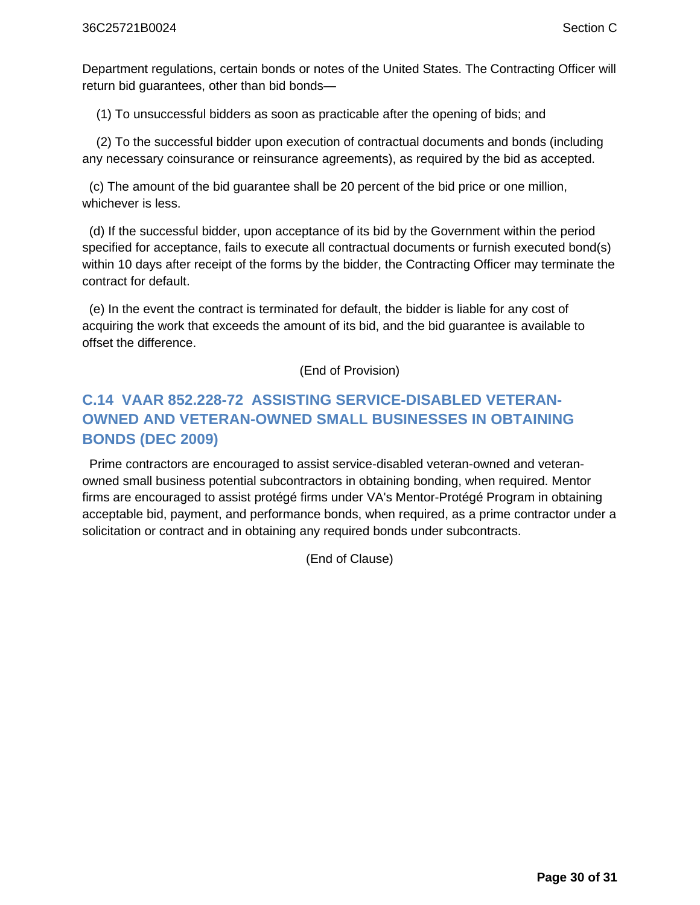Department regulations, certain bonds or notes of the United States. The Contracting Officer will return bid guarantees, other than bid bonds—

(1) To unsuccessful bidders as soon as practicable after the opening of bids; and

(2) To the successful bidder upon execution of contractual documents and bonds (including any necessary coinsurance or reinsurance agreements), as required by the bid as accepted.

(c) The amount of the bid guarantee shall be 20 percent of the bid price or one million, whichever is less.

(d) If the successful bidder, upon acceptance of its bid by the Government within the period specified for acceptance, fails to execute all contractual documents or furnish executed bond(s) within 10 days after receipt of the forms by the bidder, the Contracting Officer may terminate the contract for default.

(e) In the event the contract is terminated for default, the bidder is liable for any cost of acquiring the work that exceeds the amount of its bid, and the bid guarantee is available to offset the difference.

(End of Provision)

## C.14 VAAR 852.228-72 ASSISTING SERVICE-DISABLED VETERAN-OWNED AND VETERAN-OWNED SMALL BUSINESSES IN OBTAINING BONDS (DEC 2009)

Prime contractors are encouraged to assist service-disabled veteran-owned and veteran-owned small business potential subcontractors in obtaining bonding, when required. Mentor firms are encouraged to assist protégé firms under VA's Mentor-Protégé Program in obtaining acceptable bid, payment, and performance bonds, when required, as a prime contractor under a solicitation or contract and in obtaining any required bonds under subcontracts.

(End of Clause)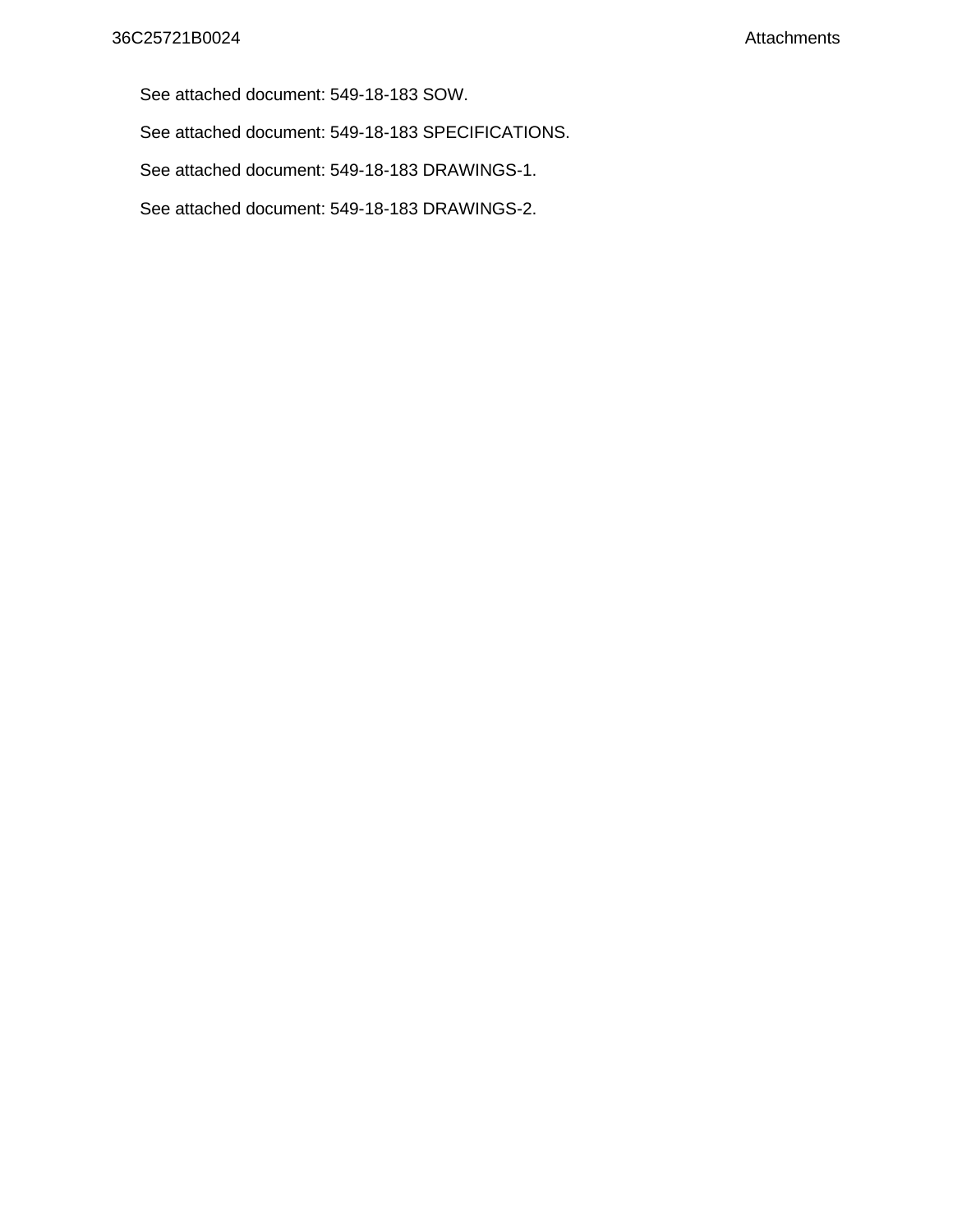See attached document: 549-18-183 SOW.

See attached document: 549-18-183 SPECIFICATIONS.

See attached document: 549-18-183 DRAWINGS-1.

See attached document: 549-18-183 DRAWINGS-2.